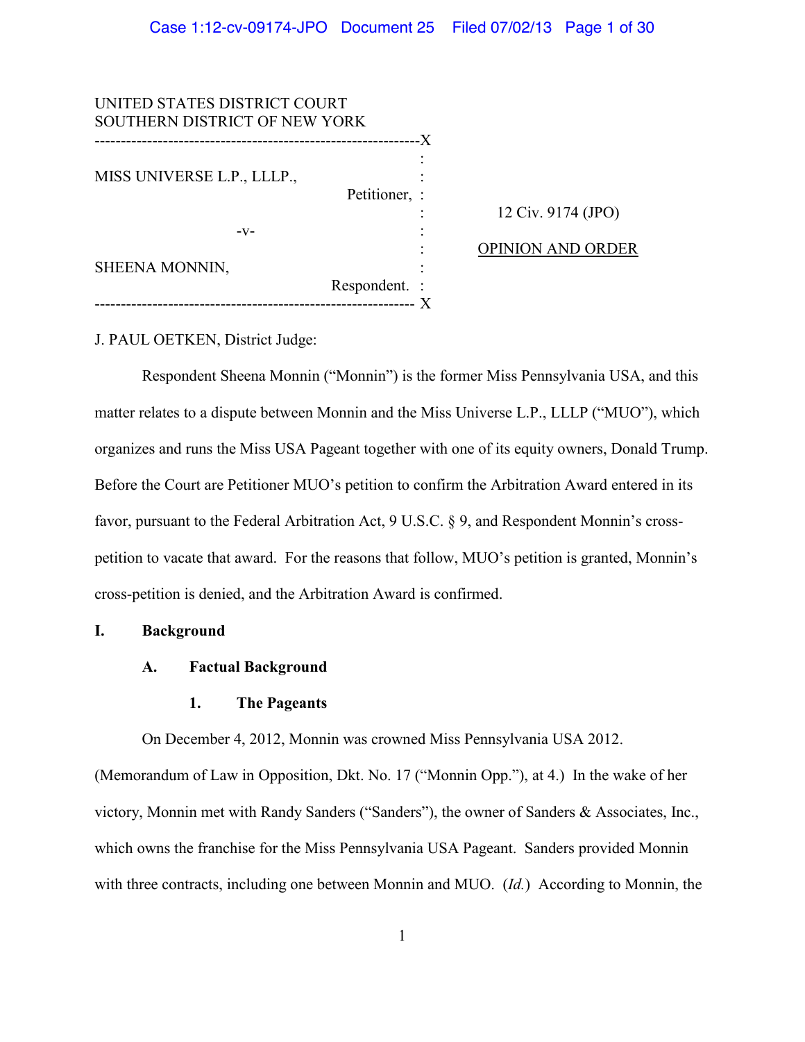UNITED STATES DISTRICT COURT
SOUTHERN DISTRICT OF NEW YORK

MISS UNIVERSE L.P., LLLP.,
Petitioner,

-v-

SHEENA MONNIN,
Respondent.

12 Civ. 9174 (JPO)

OPINION AND ORDER

J. PAUL OETKEN, District Judge:

Respondent Sheena Monnin ("Monnin") is the former Miss Pennsylvania USA, and this matter relates to a dispute between Monnin and the Miss Universe L.P., LLLP ("MUO"), which organizes and runs the Miss USA Pageant together with one of its equity owners, Donald Trump. Before the Court are Petitioner MUO's petition to confirm the Arbitration Award entered in its favor, pursuant to the Federal Arbitration Act, 9 U.S.C. § 9, and Respondent Monnin's cross-petition to vacate that award. For the reasons that follow, MUO's petition is granted, Monnin's cross-petition is denied, and the Arbitration Award is confirmed.

## I. Background

### A. Factual Background

#### 1. The Pageants

On December 4, 2012, Monnin was crowned Miss Pennsylvania USA 2012. (Memorandum of Law in Opposition, Dkt. No. 17 ("Monnin Opp."), at 4.) In the wake of her victory, Monnin met with Randy Sanders ("Sanders"), the owner of Sanders & Associates, Inc., which owns the franchise for the Miss Pennsylvania USA Pageant. Sanders provided Monnin with three contracts, including one between Monnin and MUO. (*Id.*) According to Monnin, the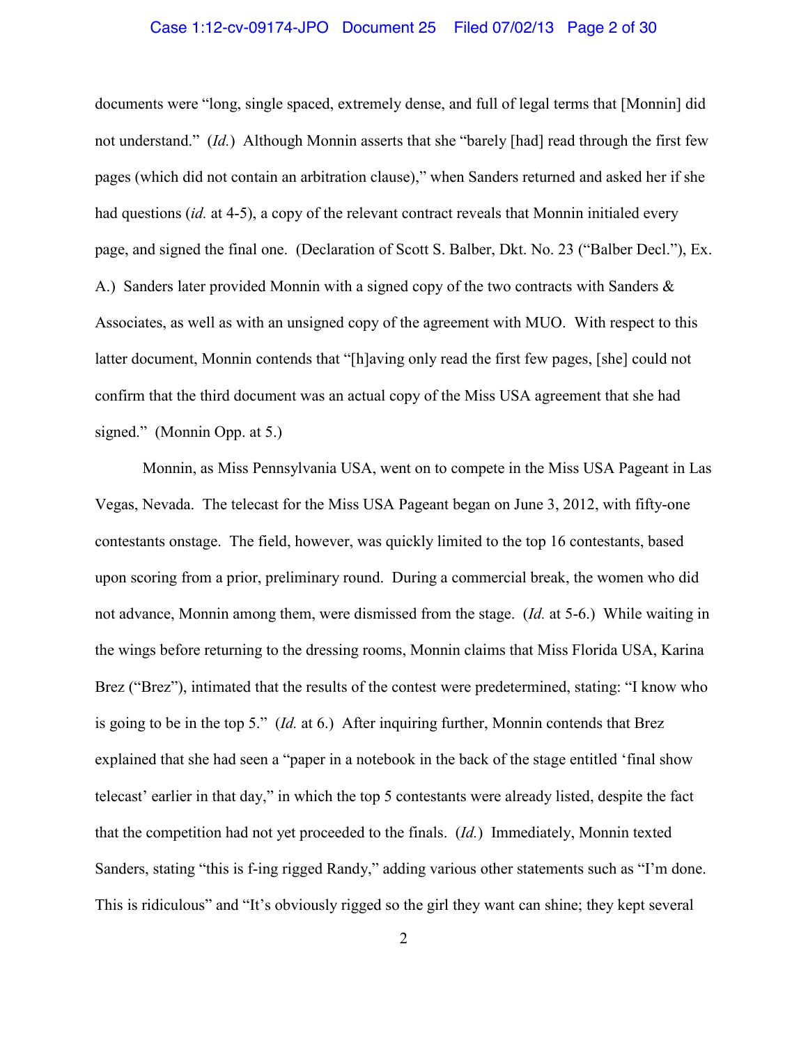documents were "long, single spaced, extremely dense, and full of legal terms that [Monnin] did not understand." (*Id.*) Although Monnin asserts that she "barely [had] read through the first few pages (which did not contain an arbitration clause)," when Sanders returned and asked her if she had questions (*id.* at 4-5), a copy of the relevant contract reveals that Monnin initialed every page, and signed the final one. (Declaration of Scott S. Balber, Dkt. No. 23 ("Balber Decl."), Ex. A.) Sanders later provided Monnin with a signed copy of the two contracts with Sanders & Associates, as well as with an unsigned copy of the agreement with MUO. With respect to this latter document, Monnin contends that "[h]aving only read the first few pages, [she] could not confirm that the third document was an actual copy of the Miss USA agreement that she had signed." (Monnin Opp. at 5.)

Monnin, as Miss Pennsylvania USA, went on to compete in the Miss USA Pageant in Las Vegas, Nevada. The telecast for the Miss USA Pageant began on June 3, 2012, with fifty-one contestants onstage. The field, however, was quickly limited to the top 16 contestants, based upon scoring from a prior, preliminary round. During a commercial break, the women who did not advance, Monnin among them, were dismissed from the stage. (*Id.* at 5-6.) While waiting in the wings before returning to the dressing rooms, Monnin claims that Miss Florida USA, Karina Brez ("Brez"), intimated that the results of the contest were predetermined, stating: "I know who is going to be in the top 5." (*Id.* at 6.) After inquiring further, Monnin contends that Brez explained that she had seen a "paper in a notebook in the back of the stage entitled 'final show telecast' earlier in that day," in which the top 5 contestants were already listed, despite the fact that the competition had not yet proceeded to the finals. (*Id.*) Immediately, Monnin texted Sanders, stating "this is f-ing rigged Randy," adding various other statements such as "I'm done. This is ridiculous" and "It's obviously rigged so the girl they want can shine; they kept several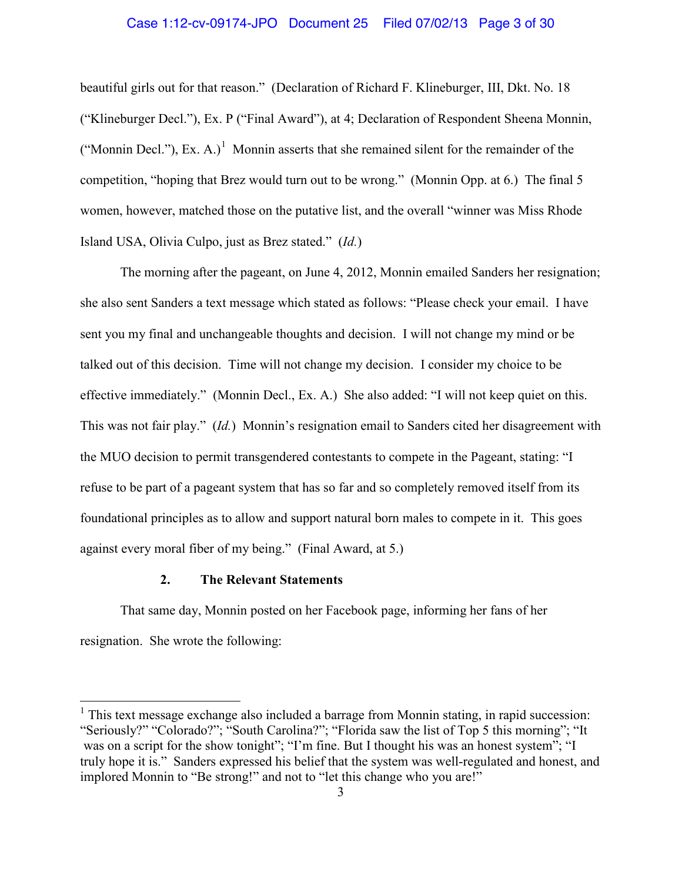beautiful girls out for that reason." (Declaration of Richard F. Klineburger, III, Dkt. No. 18 ("Klineburger Decl."), Ex. P ("Final Award"), at 4; Declaration of Respondent Sheena Monnin, ("Monnin Decl."), Ex. A.)[1] Monnin asserts that she remained silent for the remainder of the competition, "hoping that Brez would turn out to be wrong." (Monnin Opp. at 6.) The final 5 women, however, matched those on the putative list, and the overall "winner was Miss Rhode Island USA, Olivia Culpo, just as Brez stated." (*Id.*)

The morning after the pageant, on June 4, 2012, Monnin emailed Sanders her resignation; she also sent Sanders a text message which stated as follows: "Please check your email. I have sent you my final and unchangeable thoughts and decision. I will not change my mind or be talked out of this decision. Time will not change my decision. I consider my choice to be effective immediately." (Monnin Decl., Ex. A.) She also added: "I will not keep quiet on this. This was not fair play." (*Id.*) Monnin's resignation email to Sanders cited her disagreement with the MUO decision to permit transgendered contestants to compete in the Pageant, stating: "I refuse to be part of a pageant system that has so far and so completely removed itself from its foundational principles as to allow and support natural born males to compete in it. This goes against every moral fiber of my being." (Final Award, at 5.)

### 2. The Relevant Statements

That same day, Monnin posted on her Facebook page, informing her fans of her resignation. She wrote the following:

[1] This text message exchange also included a barrage from Monnin stating, in rapid succession: "Seriously?" "Colorado?"; "South Carolina?"; "Florida saw the list of Top 5 this morning"; "It was on a script for the show tonight"; "I'm fine. But I thought his was an honest system"; "I truly hope it is." Sanders expressed his belief that the system was well-regulated and honest, and implored Monnin to "Be strong!" and not to "let this change who you are!"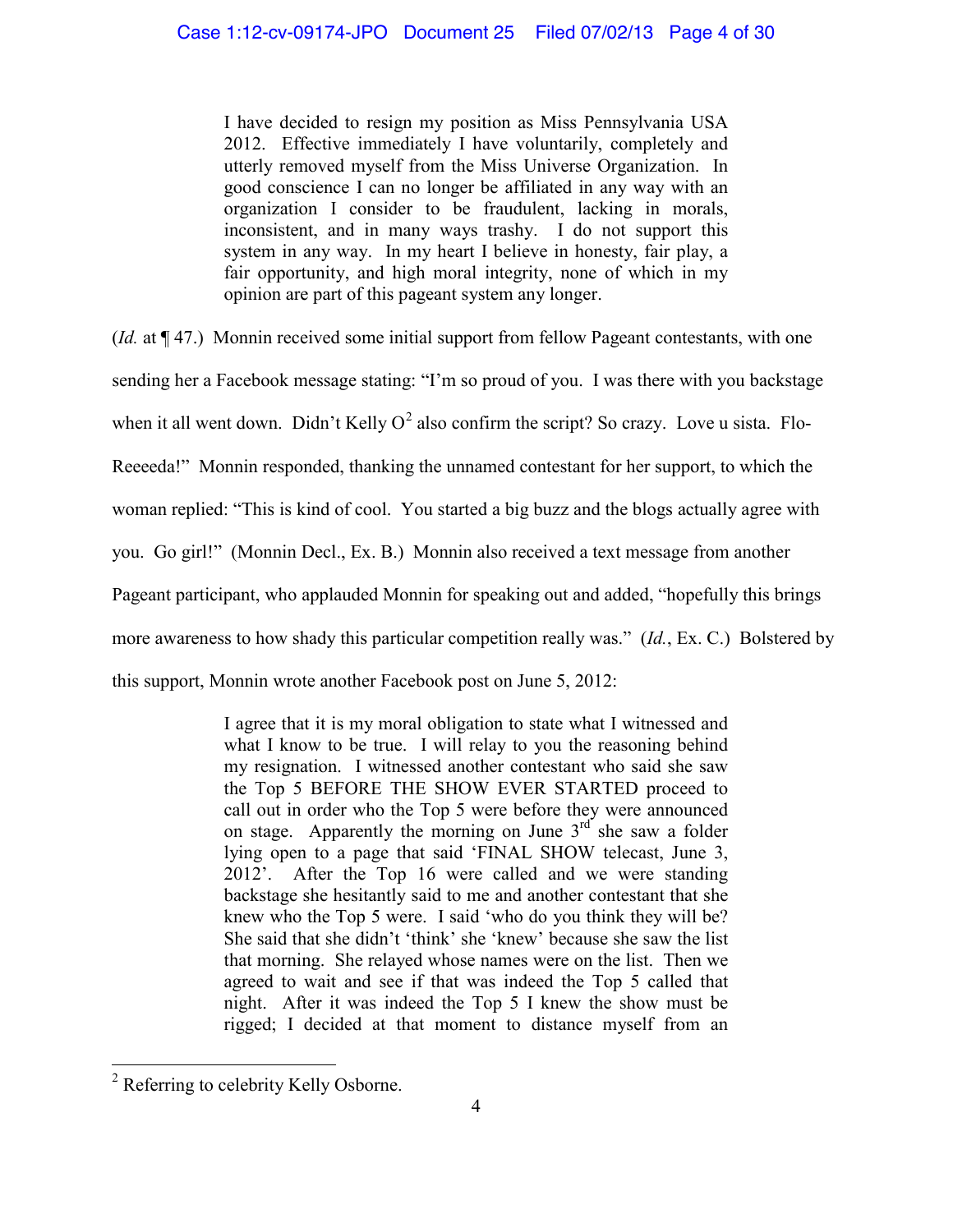> I have decided to resign my position as Miss Pennsylvania USA 2012. Effective immediately I have voluntarily, completely and utterly removed myself from the Miss Universe Organization. In good conscience I can no longer be affiliated in any way with an organization I consider to be fraudulent, lacking in morals, inconsistent, and in many ways trashy. I do not support this system in any way. In my heart I believe in honesty, fair play, a fair opportunity, and high moral integrity, none of which in my opinion are part of this pageant system any longer.

(*Id.* at ¶ 47.) Monnin received some initial support from fellow Pageant contestants, with one sending her a Facebook message stating: "I'm so proud of you. I was there with you backstage when it all went down. Didn't Kelly O[2] also confirm the script? So crazy. Love u sista. Flo-Reeeeda!" Monnin responded, thanking the unnamed contestant for her support, to which the woman replied: "This is kind of cool. You started a big buzz and the blogs actually agree with you. Go girl!" (Monnin Decl., Ex. B.) Monnin also received a text message from another Pageant participant, who applauded Monnin for speaking out and added, "hopefully this brings more awareness to how shady this particular competition really was." (*Id.*, Ex. C.) Bolstered by this support, Monnin wrote another Facebook post on June 5, 2012:

> I agree that it is my moral obligation to state what I witnessed and what I know to be true. I will relay to you the reasoning behind my resignation. I witnessed another contestant who said she saw the Top 5 BEFORE THE SHOW EVER STARTED proceed to call out in order who the Top 5 were before they were announced on stage. Apparently the morning on June 3rd she saw a folder lying open to a page that said 'FINAL SHOW telecast, June 3, 2012'. After the Top 16 were called and we were standing backstage she hesitantly said to me and another contestant that she knew who the Top 5 were. I said 'who do you think they will be? She said that she didn't 'think' she 'knew' because she saw the list that morning. She relayed whose names were on the list. Then we agreed to wait and see if that was indeed the Top 5 called that night. After it was indeed the Top 5 I knew the show must be rigged; I decided at that moment to distance myself from an

[2] Referring to celebrity Kelly Osborne.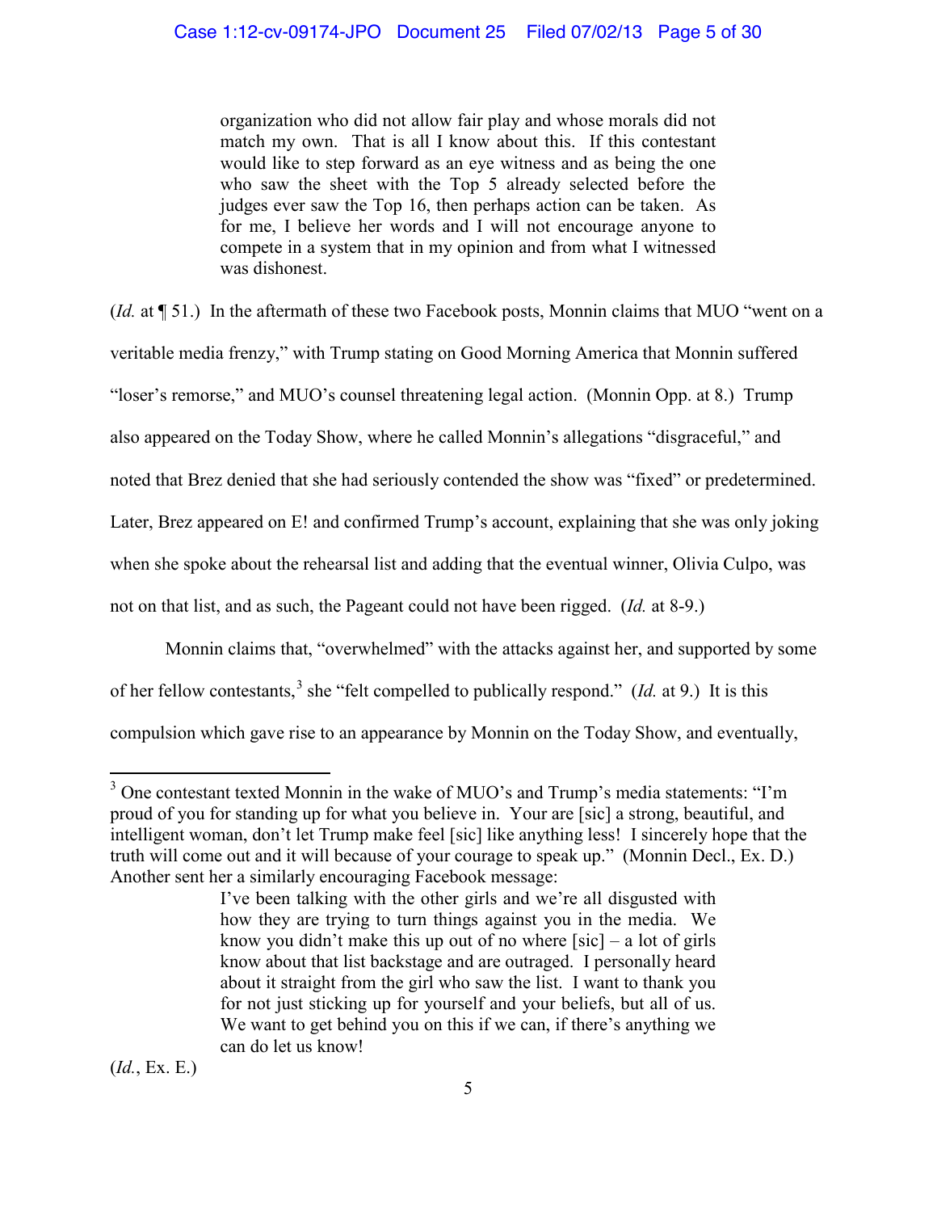> organization who did not allow fair play and whose morals did not match my own. That is all I know about this. If this contestant would like to step forward as an eye witness and as being the one who saw the sheet with the Top 5 already selected before the judges ever saw the Top 16, then perhaps action can be taken. As for me, I believe her words and I will not encourage anyone to compete in a system that in my opinion and from what I witnessed was dishonest.

(*Id.* at ¶ 51.) In the aftermath of these two Facebook posts, Monnin claims that MUO "went on a veritable media frenzy," with Trump stating on Good Morning America that Monnin suffered "loser's remorse," and MUO's counsel threatening legal action. (Monnin Opp. at 8.) Trump also appeared on the Today Show, where he called Monnin's allegations "disgraceful," and noted that Brez denied that she had seriously contended the show was "fixed" or predetermined. Later, Brez appeared on E! and confirmed Trump's account, explaining that she was only joking when she spoke about the rehearsal list and adding that the eventual winner, Olivia Culpo, was not on that list, and as such, the Pageant could not have been rigged. (*Id.* at 8-9.)

Monnin claims that, "overwhelmed" with the attacks against her, and supported by some of her fellow contestants,[3] she "felt compelled to publically respond." (*Id.* at 9.) It is this compulsion which gave rise to an appearance by Monnin on the Today Show, and eventually,

---

[3] One contestant texted Monnin in the wake of MUO's and Trump's media statements: "I'm proud of you for standing up for what you believe in. Your are [sic] a strong, beautiful, and intelligent woman, don't let Trump make feel [sic] like anything less! I sincerely hope that the truth will come out and it will because of your courage to speak up." (Monnin Decl., Ex. D.) Another sent her a similarly encouraging Facebook message:

> I've been talking with the other girls and we're all disgusted with how they are trying to turn things against you in the media. We know you didn't make this up out of no where [sic] – a lot of girls know about that list backstage and are outraged. I personally heard about it straight from the girl who saw the list. I want to thank you for not just sticking up for yourself and your beliefs, but all of us. We want to get behind you on this if we can, if there's anything we can do let us know!

(*Id.*, Ex. E.)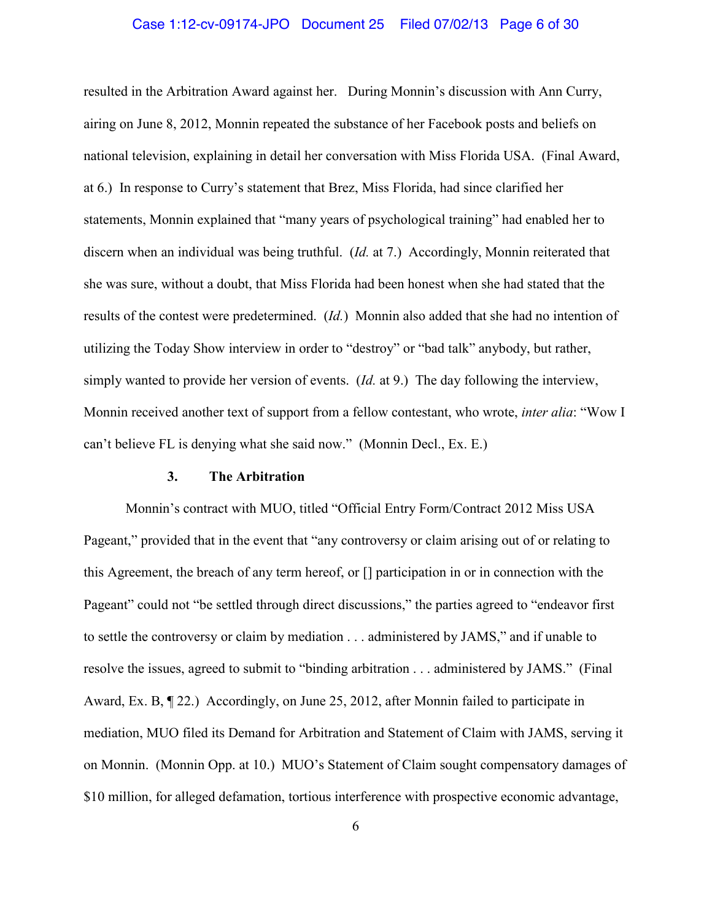resulted in the Arbitration Award against her. During Monnin's discussion with Ann Curry, airing on June 8, 2012, Monnin repeated the substance of her Facebook posts and beliefs on national television, explaining in detail her conversation with Miss Florida USA. (Final Award, at 6.) In response to Curry's statement that Brez, Miss Florida, had since clarified her statements, Monnin explained that "many years of psychological training" had enabled her to discern when an individual was being truthful. (*Id.* at 7.) Accordingly, Monnin reiterated that she was sure, without a doubt, that Miss Florida had been honest when she had stated that the results of the contest were predetermined. (*Id.*) Monnin also added that she had no intention of utilizing the Today Show interview in order to "destroy" or "bad talk" anybody, but rather, simply wanted to provide her version of events. (*Id.* at 9.) The day following the interview, Monnin received another text of support from a fellow contestant, who wrote, *inter alia*: "Wow I can't believe FL is denying what she said now." (Monnin Decl., Ex. E.)

### 3. The Arbitration

Monnin's contract with MUO, titled "Official Entry Form/Contract 2012 Miss USA Pageant," provided that in the event that "any controversy or claim arising out of or relating to this Agreement, the breach of any term hereof, or [] participation in or in connection with the Pageant" could not "be settled through direct discussions," the parties agreed to "endeavor first to settle the controversy or claim by mediation . . . administered by JAMS," and if unable to resolve the issues, agreed to submit to "binding arbitration . . . administered by JAMS." (Final Award, Ex. B, ¶ 22.) Accordingly, on June 25, 2012, after Monnin failed to participate in mediation, MUO filed its Demand for Arbitration and Statement of Claim with JAMS, serving it on Monnin. (Monnin Opp. at 10.) MUO's Statement of Claim sought compensatory damages of $10 million, for alleged defamation, tortious interference with prospective economic advantage,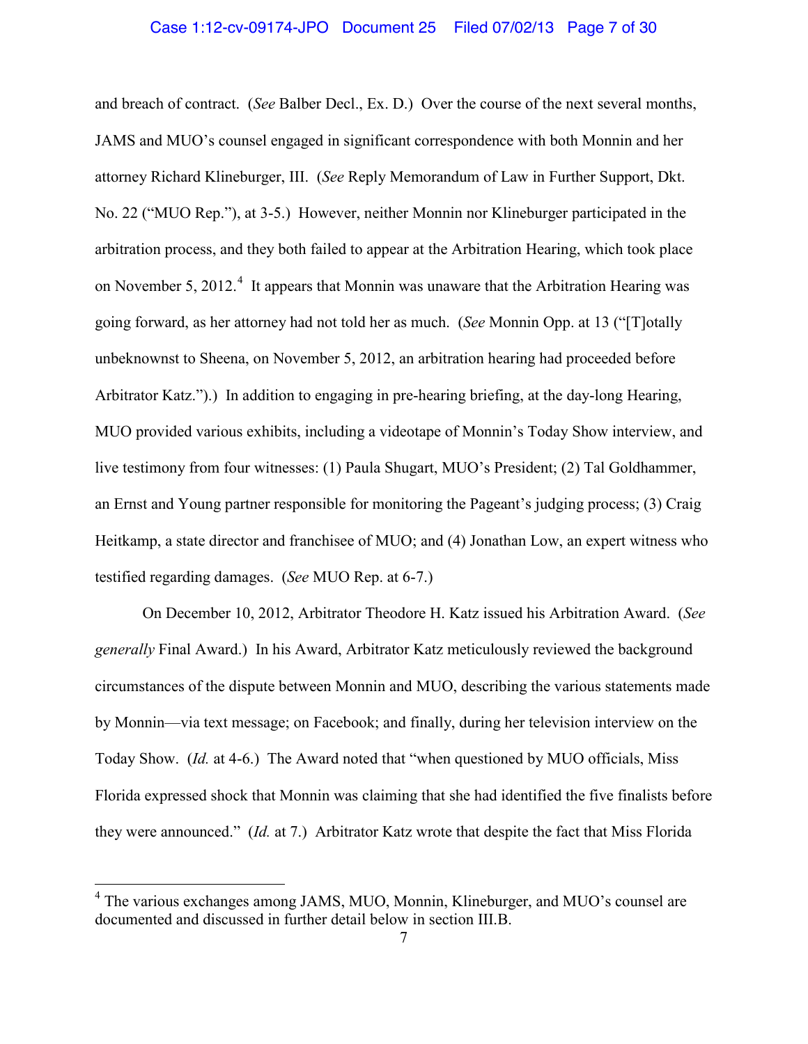and breach of contract. (*See* Balber Decl., Ex. D.) Over the course of the next several months, JAMS and MUO's counsel engaged in significant correspondence with both Monnin and her attorney Richard Klineburger, III. (*See* Reply Memorandum of Law in Further Support, Dkt. No. 22 ("MUO Rep."), at 3-5.) However, neither Monnin nor Klineburger participated in the arbitration process, and they both failed to appear at the Arbitration Hearing, which took place on November 5, 2012.[4] It appears that Monnin was unaware that the Arbitration Hearing was going forward, as her attorney had not told her as much. (*See* Monnin Opp. at 13 ("[T]otally unbeknownst to Sheena, on November 5, 2012, an arbitration hearing had proceeded before Arbitrator Katz.").) In addition to engaging in pre-hearing briefing, at the day-long Hearing, MUO provided various exhibits, including a videotape of Monnin's Today Show interview, and live testimony from four witnesses: (1) Paula Shugart, MUO's President; (2) Tal Goldhammer, an Ernst and Young partner responsible for monitoring the Pageant's judging process; (3) Craig Heitkamp, a state director and franchisee of MUO; and (4) Jonathan Low, an expert witness who testified regarding damages. (*See* MUO Rep. at 6-7.)

On December 10, 2012, Arbitrator Theodore H. Katz issued his Arbitration Award. (*See generally* Final Award.) In his Award, Arbitrator Katz meticulously reviewed the background circumstances of the dispute between Monnin and MUO, describing the various statements made by Monnin—via text message; on Facebook; and finally, during her television interview on the Today Show. (*Id.* at 4-6.) The Award noted that "when questioned by MUO officials, Miss Florida expressed shock that Monnin was claiming that she had identified the five finalists before they were announced." (*Id.* at 7.) Arbitrator Katz wrote that despite the fact that Miss Florida

---

[4] The various exchanges among JAMS, MUO, Monnin, Klineburger, and MUO's counsel are documented and discussed in further detail below in section III.B.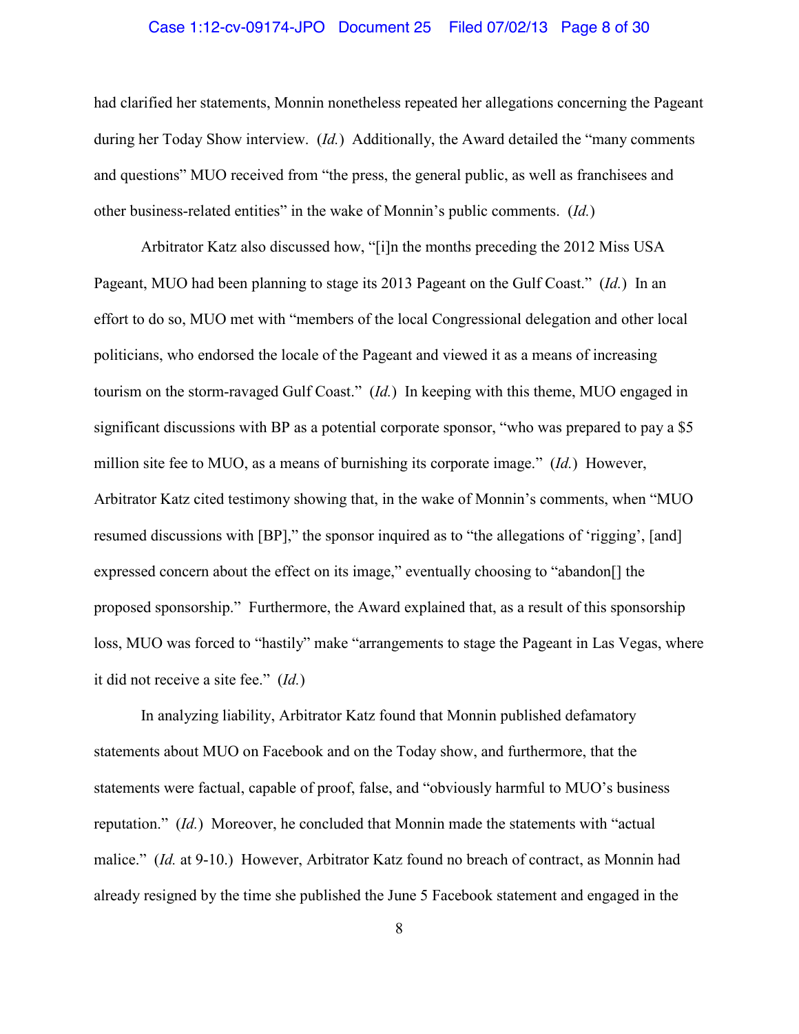had clarified her statements, Monnin nonetheless repeated her allegations concerning the Pageant during her Today Show interview. (*Id.*) Additionally, the Award detailed the "many comments and questions" MUO received from "the press, the general public, as well as franchisees and other business-related entities" in the wake of Monnin's public comments. (*Id.*)

Arbitrator Katz also discussed how, "[i]n the months preceding the 2012 Miss USA Pageant, MUO had been planning to stage its 2013 Pageant on the Gulf Coast." (*Id.*) In an effort to do so, MUO met with "members of the local Congressional delegation and other local politicians, who endorsed the locale of the Pageant and viewed it as a means of increasing tourism on the storm-ravaged Gulf Coast." (*Id.*) In keeping with this theme, MUO engaged in significant discussions with BP as a potential corporate sponsor, "who was prepared to pay a $5 million site fee to MUO, as a means of burnishing its corporate image." (*Id.*) However, Arbitrator Katz cited testimony showing that, in the wake of Monnin's comments, when "MUO resumed discussions with [BP]," the sponsor inquired as to "the allegations of 'rigging', [and] expressed concern about the effect on its image," eventually choosing to "abandon[] the proposed sponsorship." Furthermore, the Award explained that, as a result of this sponsorship loss, MUO was forced to "hastily" make "arrangements to stage the Pageant in Las Vegas, where it did not receive a site fee." (*Id.*)

In analyzing liability, Arbitrator Katz found that Monnin published defamatory statements about MUO on Facebook and on the Today show, and furthermore, that the statements were factual, capable of proof, false, and "obviously harmful to MUO's business reputation." (*Id.*) Moreover, he concluded that Monnin made the statements with "actual malice." (*Id.* at 9-10.) However, Arbitrator Katz found no breach of contract, as Monnin had already resigned by the time she published the June 5 Facebook statement and engaged in the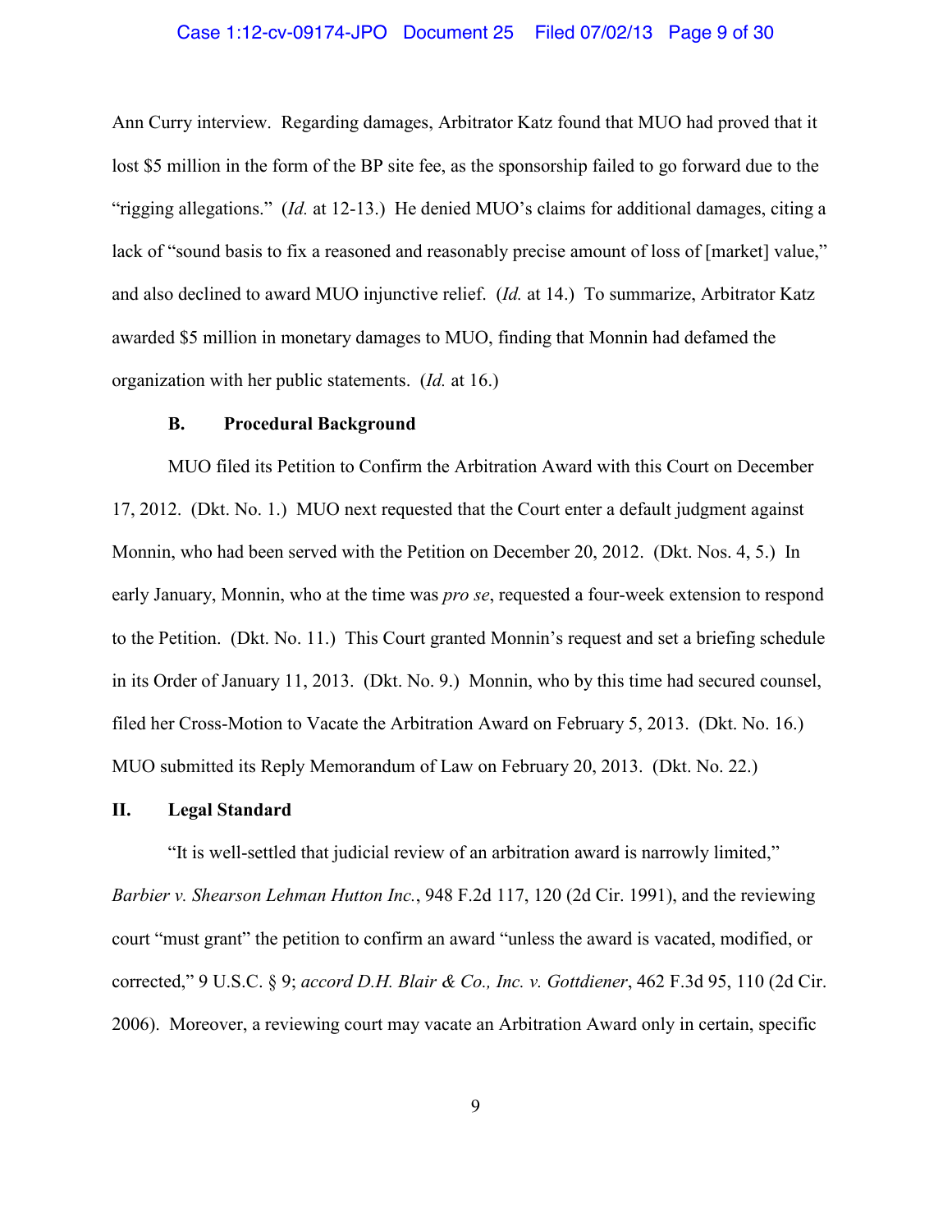Ann Curry interview. Regarding damages, Arbitrator Katz found that MUO had proved that it lost $5 million in the form of the BP site fee, as the sponsorship failed to go forward due to the "rigging allegations." (*Id.* at 12-13.) He denied MUO's claims for additional damages, citing a lack of "sound basis to fix a reasoned and reasonably precise amount of loss of [market] value," and also declined to award MUO injunctive relief. (*Id.* at 14.) To summarize, Arbitrator Katz awarded $5 million in monetary damages to MUO, finding that Monnin had defamed the organization with her public statements. (*Id.* at 16.)

### B. Procedural Background

MUO filed its Petition to Confirm the Arbitration Award with this Court on December 17, 2012. (Dkt. No. 1.) MUO next requested that the Court enter a default judgment against Monnin, who had been served with the Petition on December 20, 2012. (Dkt. Nos. 4, 5.) In early January, Monnin, who at the time was *pro se*, requested a four-week extension to respond to the Petition. (Dkt. No. 11.) This Court granted Monnin's request and set a briefing schedule in its Order of January 11, 2013. (Dkt. No. 9.) Monnin, who by this time had secured counsel, filed her Cross-Motion to Vacate the Arbitration Award on February 5, 2013. (Dkt. No. 16.) MUO submitted its Reply Memorandum of Law on February 20, 2013. (Dkt. No. 22.)

## II. Legal Standard

"It is well-settled that judicial review of an arbitration award is narrowly limited," *Barbier v. Shearson Lehman Hutton Inc.*, 948 F.2d 117, 120 (2d Cir. 1991), and the reviewing court "must grant" the petition to confirm an award "unless the award is vacated, modified, or corrected," 9 U.S.C. § 9; *accord D.H. Blair & Co., Inc. v. Gottdiener*, 462 F.3d 95, 110 (2d Cir. 2006). Moreover, a reviewing court may vacate an Arbitration Award only in certain, specific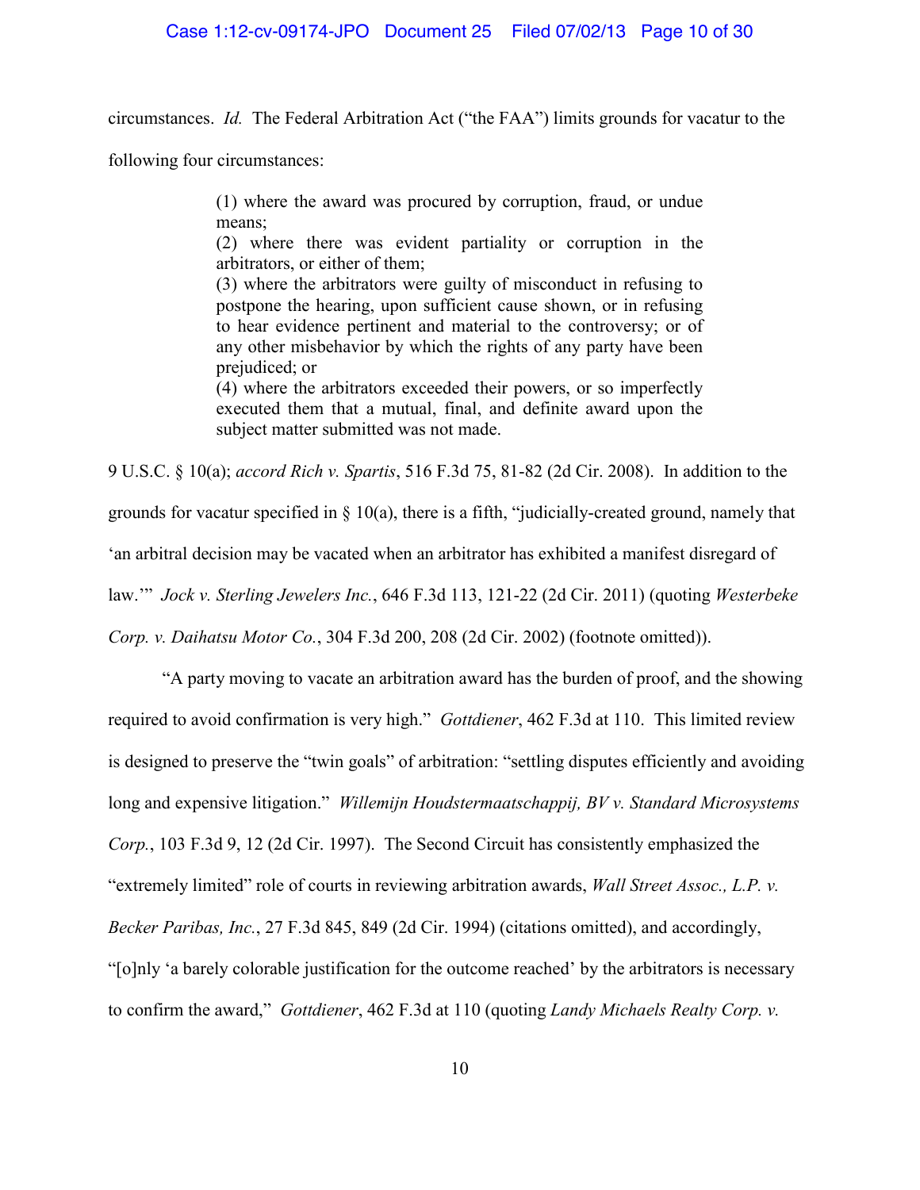circumstances. *Id.* The Federal Arbitration Act ("the FAA") limits grounds for vacatur to the following four circumstances:

> (1) where the award was procured by corruption, fraud, or undue means;
> (2) where there was evident partiality or corruption in the arbitrators, or either of them;
> (3) where the arbitrators were guilty of misconduct in refusing to postpone the hearing, upon sufficient cause shown, or in refusing to hear evidence pertinent and material to the controversy; or of any other misbehavior by which the rights of any party have been prejudiced; or
> (4) where the arbitrators exceeded their powers, or so imperfectly executed them that a mutual, final, and definite award upon the subject matter submitted was not made.

9 U.S.C. § 10(a); *accord Rich v. Spartis*, 516 F.3d 75, 81-82 (2d Cir. 2008). In addition to the grounds for vacatur specified in § 10(a), there is a fifth, "judicially-created ground, namely that 'an arbitral decision may be vacated when an arbitrator has exhibited a manifest disregard of law.'" *Jock v. Sterling Jewelers Inc.*, 646 F.3d 113, 121-22 (2d Cir. 2011) (quoting *Westerbeke Corp. v. Daihatsu Motor Co.*, 304 F.3d 200, 208 (2d Cir. 2002) (footnote omitted)).

"A party moving to vacate an arbitration award has the burden of proof, and the showing required to avoid confirmation is very high." *Gottdiener*, 462 F.3d at 110. This limited review is designed to preserve the "twin goals" of arbitration: "settling disputes efficiently and avoiding long and expensive litigation." *Willemijn Houdstermaatschappij, BV v. Standard Microsystems Corp.*, 103 F.3d 9, 12 (2d Cir. 1997). The Second Circuit has consistently emphasized the "extremely limited" role of courts in reviewing arbitration awards, *Wall Street Assoc., L.P. v. Becker Paribas, Inc.*, 27 F.3d 845, 849 (2d Cir. 1994) (citations omitted), and accordingly, "[o]nly 'a barely colorable justification for the outcome reached' by the arbitrators is necessary to confirm the award," *Gottdiener*, 462 F.3d at 110 (quoting *Landy Michaels Realty Corp. v.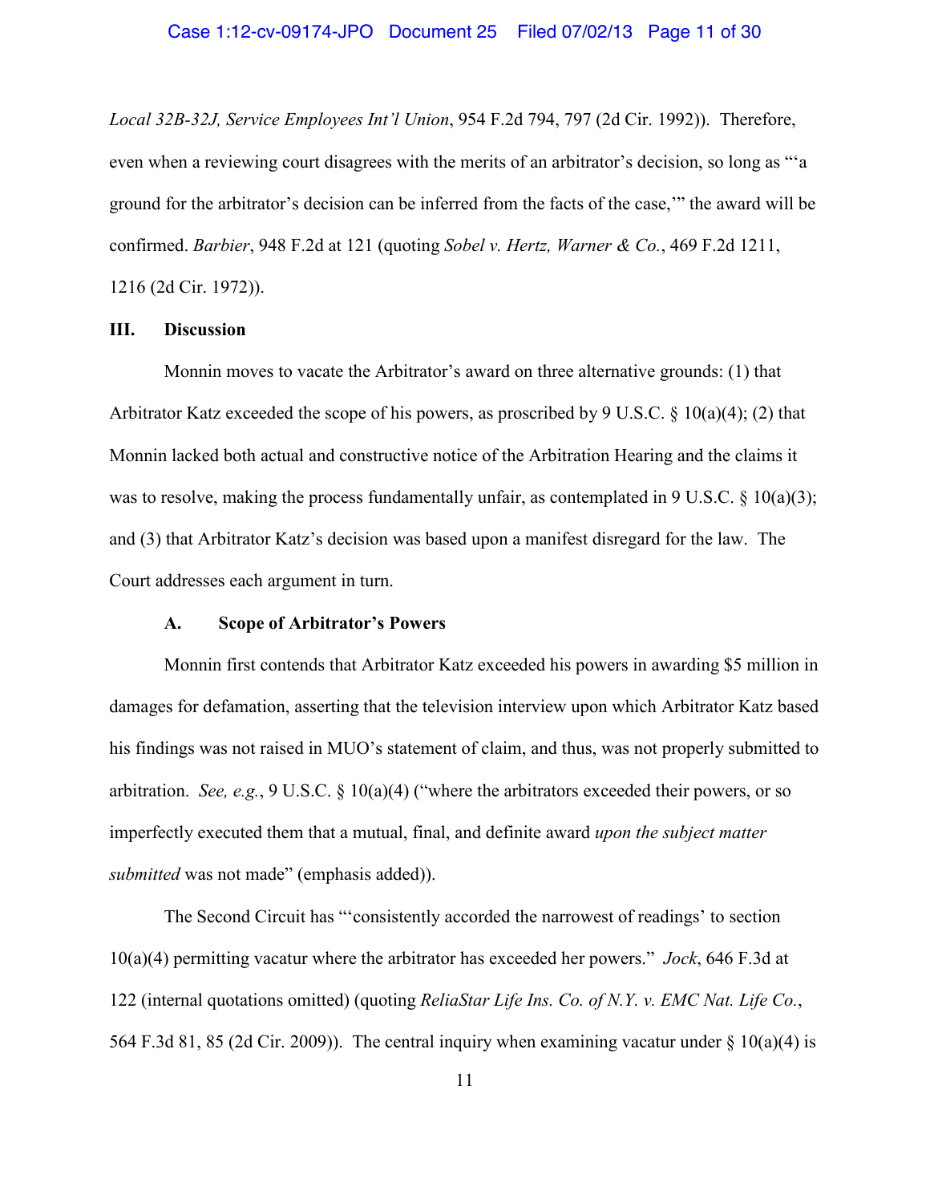*Local 32B-32J, Service Employees Int'l Union*, 954 F.2d 794, 797 (2d Cir. 1992)). Therefore, even when a reviewing court disagrees with the merits of an arbitrator's decision, so long as "'a ground for the arbitrator's decision can be inferred from the facts of the case,'" the award will be confirmed. *Barbier*, 948 F.2d at 121 (quoting *Sobel v. Hertz, Warner & Co.*, 469 F.2d 1211, 1216 (2d Cir. 1972)).

## III. Discussion

Monnin moves to vacate the Arbitrator's award on three alternative grounds: (1) that Arbitrator Katz exceeded the scope of his powers, as proscribed by 9 U.S.C. § 10(a)(4); (2) that Monnin lacked both actual and constructive notice of the Arbitration Hearing and the claims it was to resolve, making the process fundamentally unfair, as contemplated in 9 U.S.C. § 10(a)(3); and (3) that Arbitrator Katz's decision was based upon a manifest disregard for the law. The Court addresses each argument in turn.

### A. Scope of Arbitrator's Powers

Monnin first contends that Arbitrator Katz exceeded his powers in awarding $5 million in damages for defamation, asserting that the television interview upon which Arbitrator Katz based his findings was not raised in MUO's statement of claim, and thus, was not properly submitted to arbitration. *See, e.g.*, 9 U.S.C. § 10(a)(4) ("where the arbitrators exceeded their powers, or so imperfectly executed them that a mutual, final, and definite award *upon the subject matter submitted* was not made" (emphasis added)).

The Second Circuit has "'consistently accorded the narrowest of readings' to section 10(a)(4) permitting vacatur where the arbitrator has exceeded her powers." *Jock*, 646 F.3d at 122 (internal quotations omitted) (quoting *ReliaStar Life Ins. Co. of N.Y. v. EMC Nat. Life Co.*, 564 F.3d 81, 85 (2d Cir. 2009)). The central inquiry when examining vacatur under § 10(a)(4) is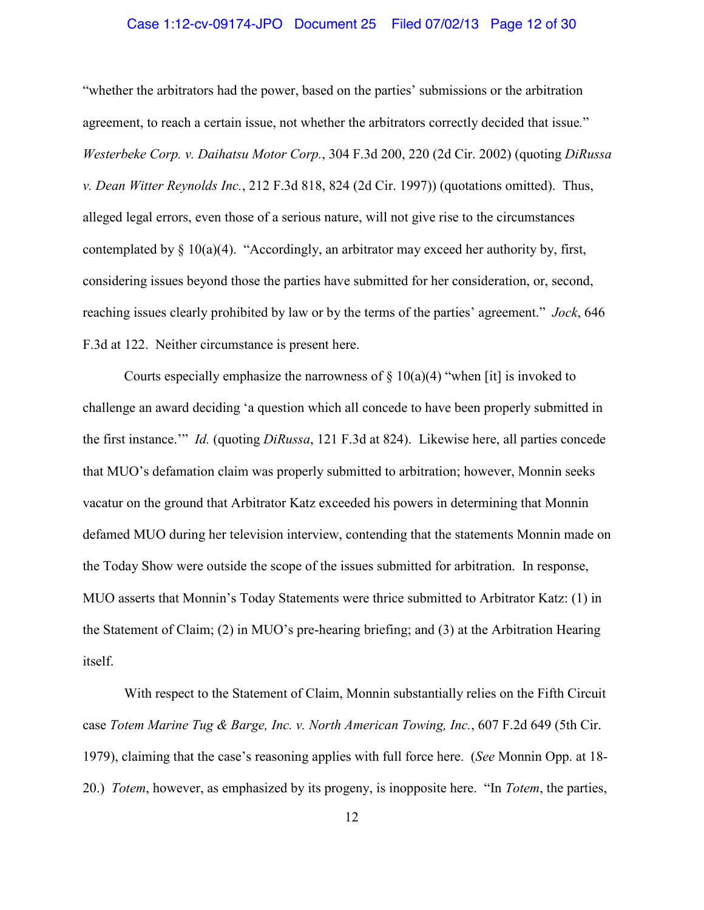"whether the arbitrators had the power, based on the parties' submissions or the arbitration agreement, to reach a certain issue, not whether the arbitrators correctly decided that issue." *Westerbeke Corp. v. Daihatsu Motor Corp.*, 304 F.3d 200, 220 (2d Cir. 2002) (quoting *DiRussa v. Dean Witter Reynolds Inc.*, 212 F.3d 818, 824 (2d Cir. 1997)) (quotations omitted). Thus, alleged legal errors, even those of a serious nature, will not give rise to the circumstances contemplated by § 10(a)(4). "Accordingly, an arbitrator may exceed her authority by, first, considering issues beyond those the parties have submitted for her consideration, or, second, reaching issues clearly prohibited by law or by the terms of the parties' agreement." *Jock*, 646 F.3d at 122. Neither circumstance is present here.

Courts especially emphasize the narrowness of § 10(a)(4) "when [it] is invoked to challenge an award deciding 'a question which all concede to have been properly submitted in the first instance.'" *Id.* (quoting *DiRussa*, 121 F.3d at 824). Likewise here, all parties concede that MUO's defamation claim was properly submitted to arbitration; however, Monnin seeks vacatur on the ground that Arbitrator Katz exceeded his powers in determining that Monnin defamed MUO during her television interview, contending that the statements Monnin made on the Today Show were outside the scope of the issues submitted for arbitration. In response, MUO asserts that Monnin's Today Statements were thrice submitted to Arbitrator Katz: (1) in the Statement of Claim; (2) in MUO's pre-hearing briefing; and (3) at the Arbitration Hearing itself.

With respect to the Statement of Claim, Monnin substantially relies on the Fifth Circuit case *Totem Marine Tug & Barge, Inc. v. North American Towing, Inc.*, 607 F.2d 649 (5th Cir. 1979), claiming that the case's reasoning applies with full force here. (*See* Monnin Opp. at 18-20.) *Totem*, however, as emphasized by its progeny, is inopposite here. "In *Totem*, the parties,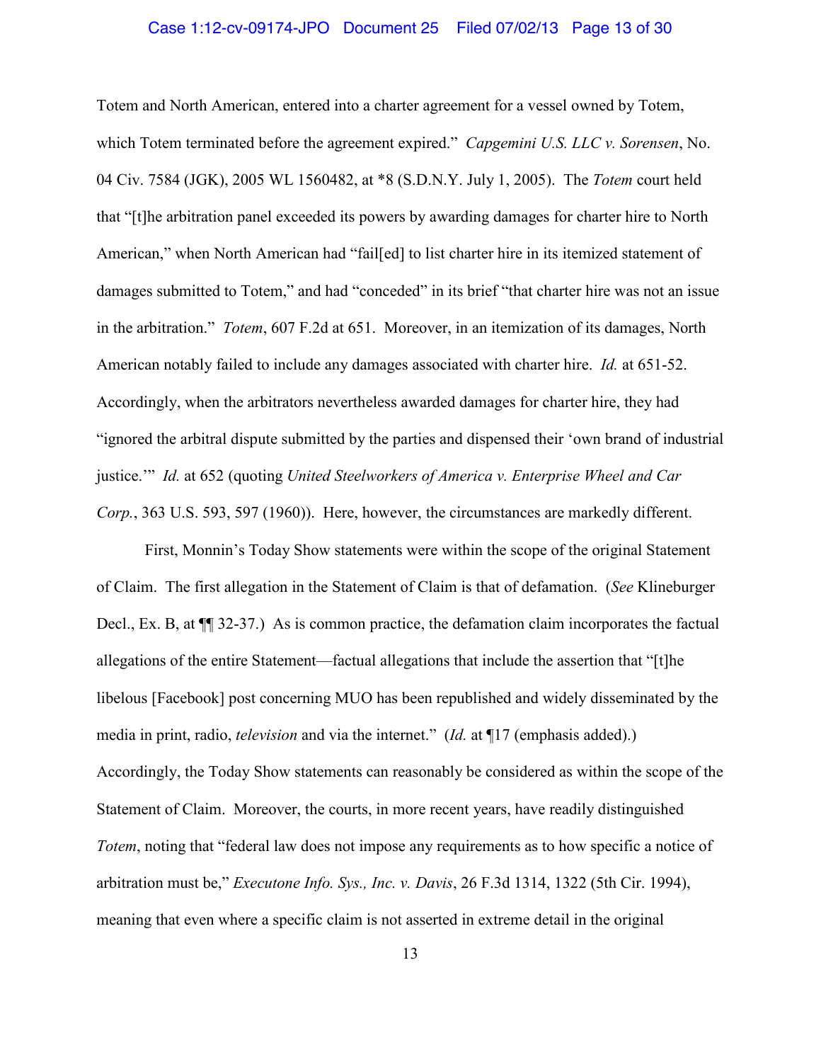Totem and North American, entered into a charter agreement for a vessel owned by Totem, which Totem terminated before the agreement expired." *Capgemini U.S. LLC v. Sorensen*, No. 04 Civ. 7584 (JGK), 2005 WL 1560482, at *8 (S.D.N.Y. July 1, 2005). The *Totem* court held that "[t]he arbitration panel exceeded its powers by awarding damages for charter hire to North American," when North American had "fail[ed] to list charter hire in its itemized statement of damages submitted to Totem," and had "conceded" in its brief "that charter hire was not an issue in the arbitration." *Totem*, 607 F.2d at 651. Moreover, in an itemization of its damages, North American notably failed to include any damages associated with charter hire. *Id.* at 651-52. Accordingly, when the arbitrators nevertheless awarded damages for charter hire, they had "ignored the arbitral dispute submitted by the parties and dispensed their 'own brand of industrial justice.'" *Id.* at 652 (quoting *United Steelworkers of America v. Enterprise Wheel and Car Corp.*, 363 U.S. 593, 597 (1960)). Here, however, the circumstances are markedly different.

First, Monnin's Today Show statements were within the scope of the original Statement of Claim. The first allegation in the Statement of Claim is that of defamation. (*See* Klineburger Decl., Ex. B, at ¶¶ 32-37.) As is common practice, the defamation claim incorporates the factual allegations of the entire Statement—factual allegations that include the assertion that "[t]he libelous [Facebook] post concerning MUO has been republished and widely disseminated by the media in print, radio, *television* and via the internet." (*Id.* at ¶17 (emphasis added).) Accordingly, the Today Show statements can reasonably be considered as within the scope of the Statement of Claim. Moreover, the courts, in more recent years, have readily distinguished *Totem*, noting that "federal law does not impose any requirements as to how specific a notice of arbitration must be," *Executone Info. Sys., Inc. v. Davis*, 26 F.3d 1314, 1322 (5th Cir. 1994), meaning that even where a specific claim is not asserted in extreme detail in the original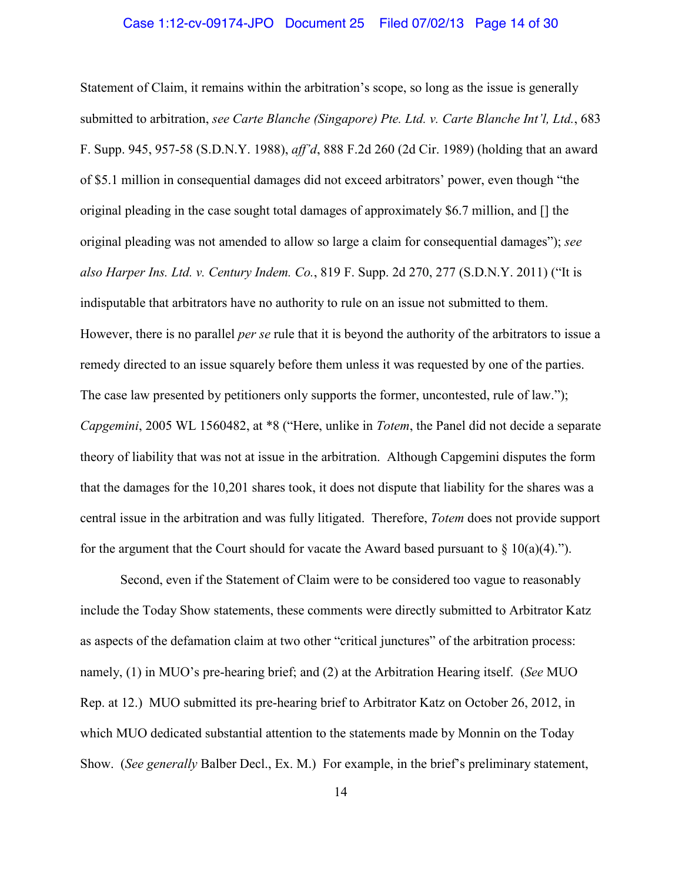Statement of Claim, it remains within the arbitration's scope, so long as the issue is generally submitted to arbitration, *see Carte Blanche (Singapore) Pte. Ltd. v. Carte Blanche Int'l, Ltd.*, 683 F. Supp. 945, 957-58 (S.D.N.Y. 1988), *aff'd*, 888 F.2d 260 (2d Cir. 1989) (holding that an award of $5.1 million in consequential damages did not exceed arbitrators' power, even though "the original pleading in the case sought total damages of approximately $6.7 million, and [] the original pleading was not amended to allow so large a claim for consequential damages"); *see also Harper Ins. Ltd. v. Century Indem. Co.*, 819 F. Supp. 2d 270, 277 (S.D.N.Y. 2011) ("It is indisputable that arbitrators have no authority to rule on an issue not submitted to them. However, there is no parallel *per se* rule that it is beyond the authority of the arbitrators to issue a remedy directed to an issue squarely before them unless it was requested by one of the parties. The case law presented by petitioners only supports the former, uncontested, rule of law."); *Capgemini*, 2005 WL 1560482, at *8 ("Here, unlike in *Totem*, the Panel did not decide a separate theory of liability that was not at issue in the arbitration. Although Capgemini disputes the form that the damages for the 10,201 shares took, it does not dispute that liability for the shares was a central issue in the arbitration and was fully litigated. Therefore, *Totem* does not provide support for the argument that the Court should for vacate the Award based pursuant to § 10(a)(4).").

Second, even if the Statement of Claim were to be considered too vague to reasonably include the Today Show statements, these comments were directly submitted to Arbitrator Katz as aspects of the defamation claim at two other "critical junctures" of the arbitration process: namely, (1) in MUO's pre-hearing brief; and (2) at the Arbitration Hearing itself. (*See* MUO Rep. at 12.) MUO submitted its pre-hearing brief to Arbitrator Katz on October 26, 2012, in which MUO dedicated substantial attention to the statements made by Monnin on the Today Show. (*See generally* Balber Decl., Ex. M.) For example, in the brief's preliminary statement,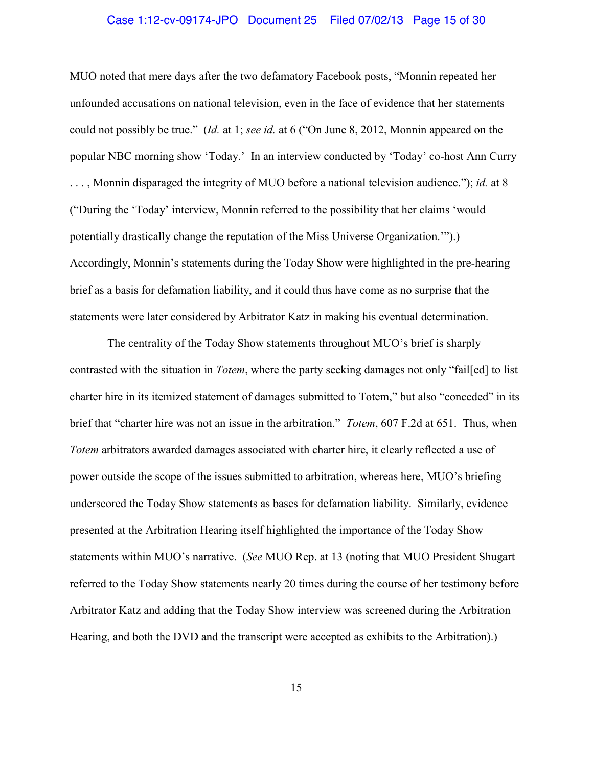MUO noted that mere days after the two defamatory Facebook posts, "Monnin repeated her unfounded accusations on national television, even in the face of evidence that her statements could not possibly be true." (*Id.* at 1; *see id.* at 6 ("On June 8, 2012, Monnin appeared on the popular NBC morning show 'Today.' In an interview conducted by 'Today' co-host Ann Curry . . . , Monnin disparaged the integrity of MUO before a national television audience."); *id.* at 8 ("During the 'Today' interview, Monnin referred to the possibility that her claims 'would potentially drastically change the reputation of the Miss Universe Organization.'").) Accordingly, Monnin's statements during the Today Show were highlighted in the pre-hearing brief as a basis for defamation liability, and it could thus have come as no surprise that the statements were later considered by Arbitrator Katz in making his eventual determination.

The centrality of the Today Show statements throughout MUO's brief is sharply contrasted with the situation in *Totem*, where the party seeking damages not only "fail[ed] to list charter hire in its itemized statement of damages submitted to Totem," but also "conceded" in its brief that "charter hire was not an issue in the arbitration." *Totem*, 607 F.2d at 651. Thus, when *Totem* arbitrators awarded damages associated with charter hire, it clearly reflected a use of power outside the scope of the issues submitted to arbitration, whereas here, MUO's briefing underscored the Today Show statements as bases for defamation liability. Similarly, evidence presented at the Arbitration Hearing itself highlighted the importance of the Today Show statements within MUO's narrative. (*See* MUO Rep. at 13 (noting that MUO President Shugart referred to the Today Show statements nearly 20 times during the course of her testimony before Arbitrator Katz and adding that the Today Show interview was screened during the Arbitration Hearing, and both the DVD and the transcript were accepted as exhibits to the Arbitration).)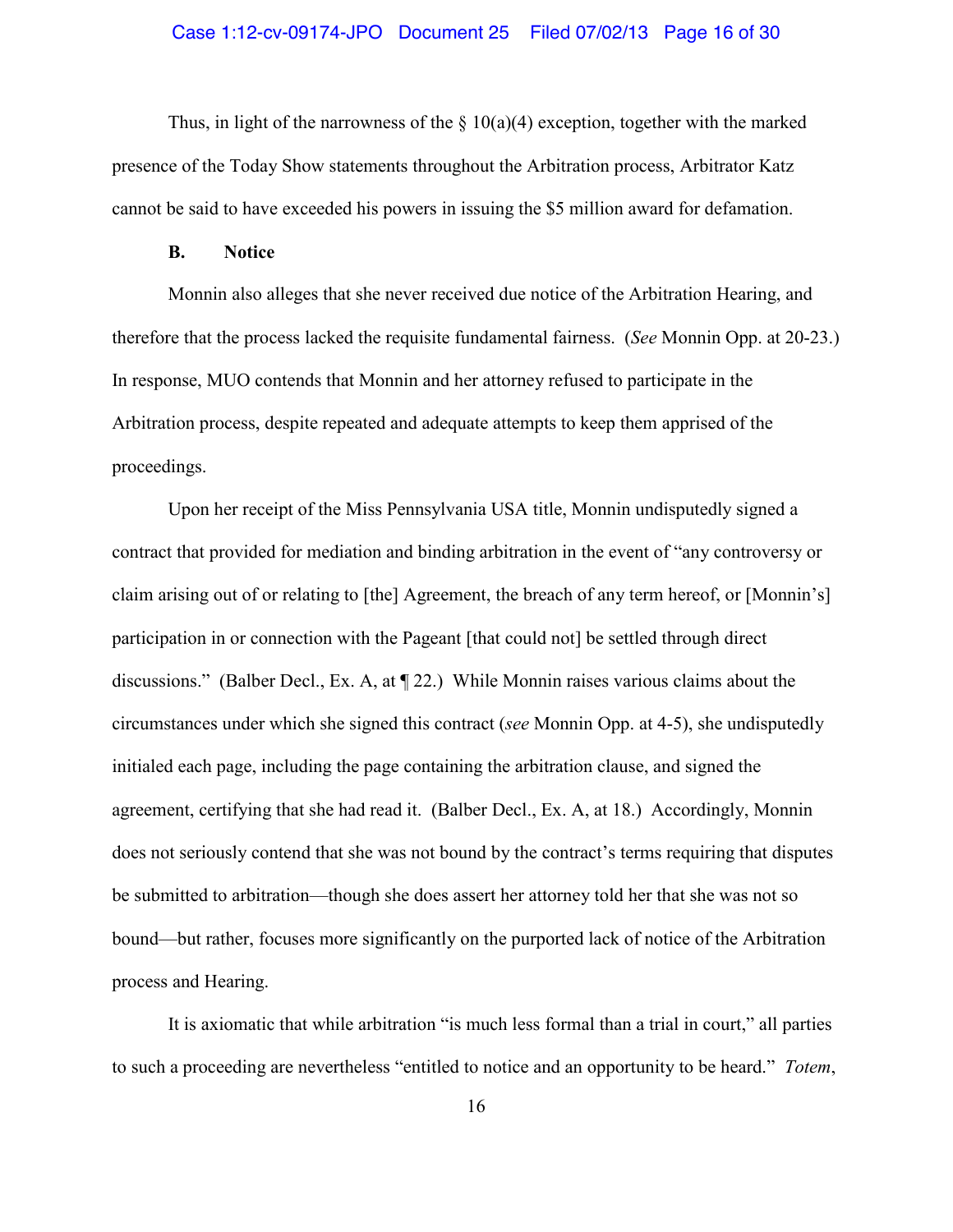Thus, in light of the narrowness of the § 10(a)(4) exception, together with the marked presence of the Today Show statements throughout the Arbitration process, Arbitrator Katz cannot be said to have exceeded his powers in issuing the $5 million award for defamation.

### B. Notice

Monnin also alleges that she never received due notice of the Arbitration Hearing, and therefore that the process lacked the requisite fundamental fairness. (*See* Monnin Opp. at 20-23.) In response, MUO contends that Monnin and her attorney refused to participate in the Arbitration process, despite repeated and adequate attempts to keep them apprised of the proceedings.

Upon her receipt of the Miss Pennsylvania USA title, Monnin undisputedly signed a contract that provided for mediation and binding arbitration in the event of "any controversy or claim arising out of or relating to [the] Agreement, the breach of any term hereof, or [Monnin's] participation in or connection with the Pageant [that could not] be settled through direct discussions." (Balber Decl., Ex. A, at ¶ 22.) While Monnin raises various claims about the circumstances under which she signed this contract (*see* Monnin Opp. at 4-5), she undisputedly initialed each page, including the page containing the arbitration clause, and signed the agreement, certifying that she had read it. (Balber Decl., Ex. A, at 18.) Accordingly, Monnin does not seriously contend that she was not bound by the contract's terms requiring that disputes be submitted to arbitration—though she does assert her attorney told her that she was not so bound—but rather, focuses more significantly on the purported lack of notice of the Arbitration process and Hearing.

It is axiomatic that while arbitration "is much less formal than a trial in court," all parties to such a proceeding are nevertheless "entitled to notice and an opportunity to be heard." *Totem*,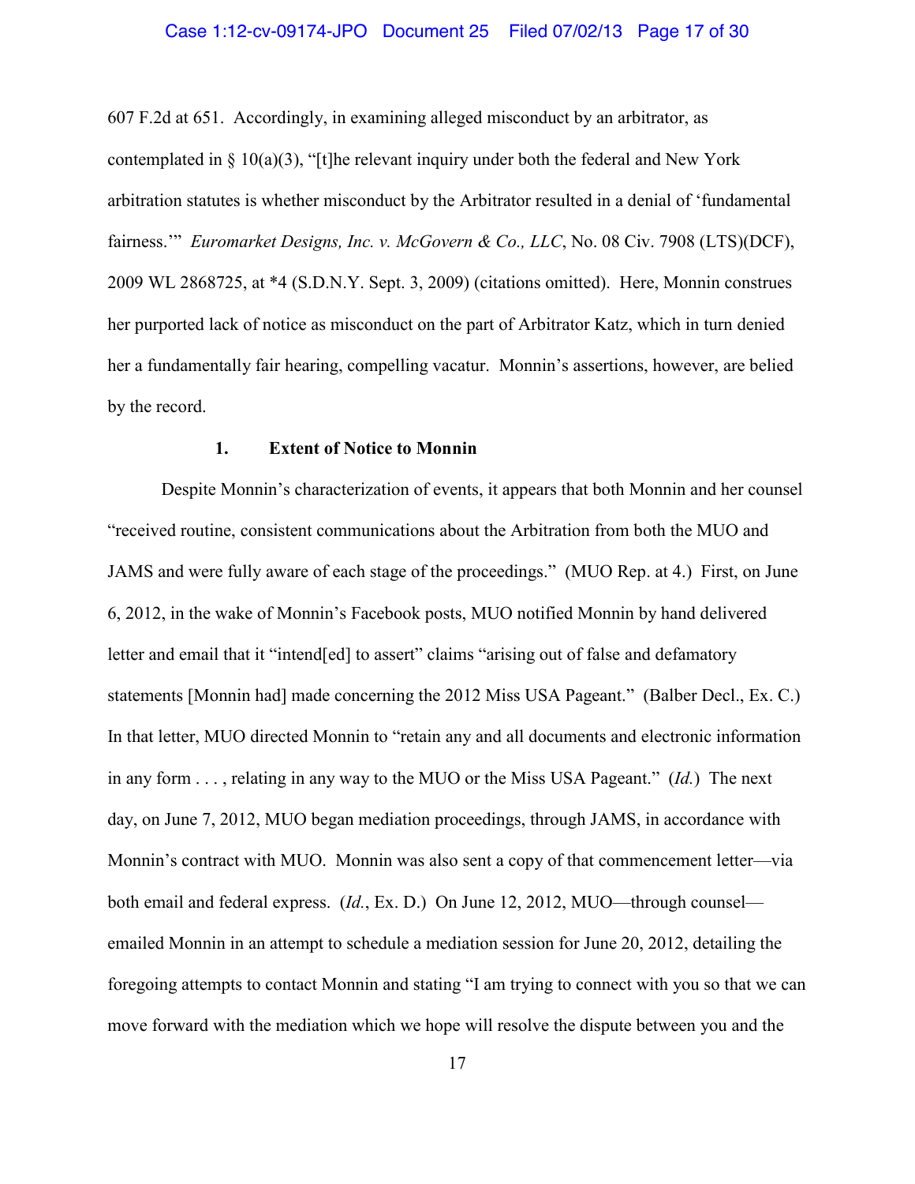607 F.2d at 651. Accordingly, in examining alleged misconduct by an arbitrator, as contemplated in § 10(a)(3), "[t]he relevant inquiry under both the federal and New York arbitration statutes is whether misconduct by the Arbitrator resulted in a denial of 'fundamental fairness.'" *Euromarket Designs, Inc. v. McGovern & Co., LLC*, No. 08 Civ. 7908 (LTS)(DCF), 2009 WL 2868725, at *4 (S.D.N.Y. Sept. 3, 2009) (citations omitted). Here, Monnin construes her purported lack of notice as misconduct on the part of Arbitrator Katz, which in turn denied her a fundamentally fair hearing, compelling vacatur. Monnin's assertions, however, are belied by the record.

**1. Extent of Notice to Monnin**

Despite Monnin's characterization of events, it appears that both Monnin and her counsel "received routine, consistent communications about the Arbitration from both the MUO and JAMS and were fully aware of each stage of the proceedings." (MUO Rep. at 4.) First, on June 6, 2012, in the wake of Monnin's Facebook posts, MUO notified Monnin by hand delivered letter and email that it "intend[ed] to assert" claims "arising out of false and defamatory statements [Monnin had] made concerning the 2012 Miss USA Pageant." (Balber Decl., Ex. C.) In that letter, MUO directed Monnin to "retain any and all documents and electronic information in any form . . . , relating in any way to the MUO or the Miss USA Pageant." (*Id.*) The next day, on June 7, 2012, MUO began mediation proceedings, through JAMS, in accordance with Monnin's contract with MUO. Monnin was also sent a copy of that commencement letter—via both email and federal express. (*Id.*, Ex. D.) On June 12, 2012, MUO—through counsel—emailed Monnin in an attempt to schedule a mediation session for June 20, 2012, detailing the foregoing attempts to contact Monnin and stating "I am trying to connect with you so that we can move forward with the mediation which we hope will resolve the dispute between you and the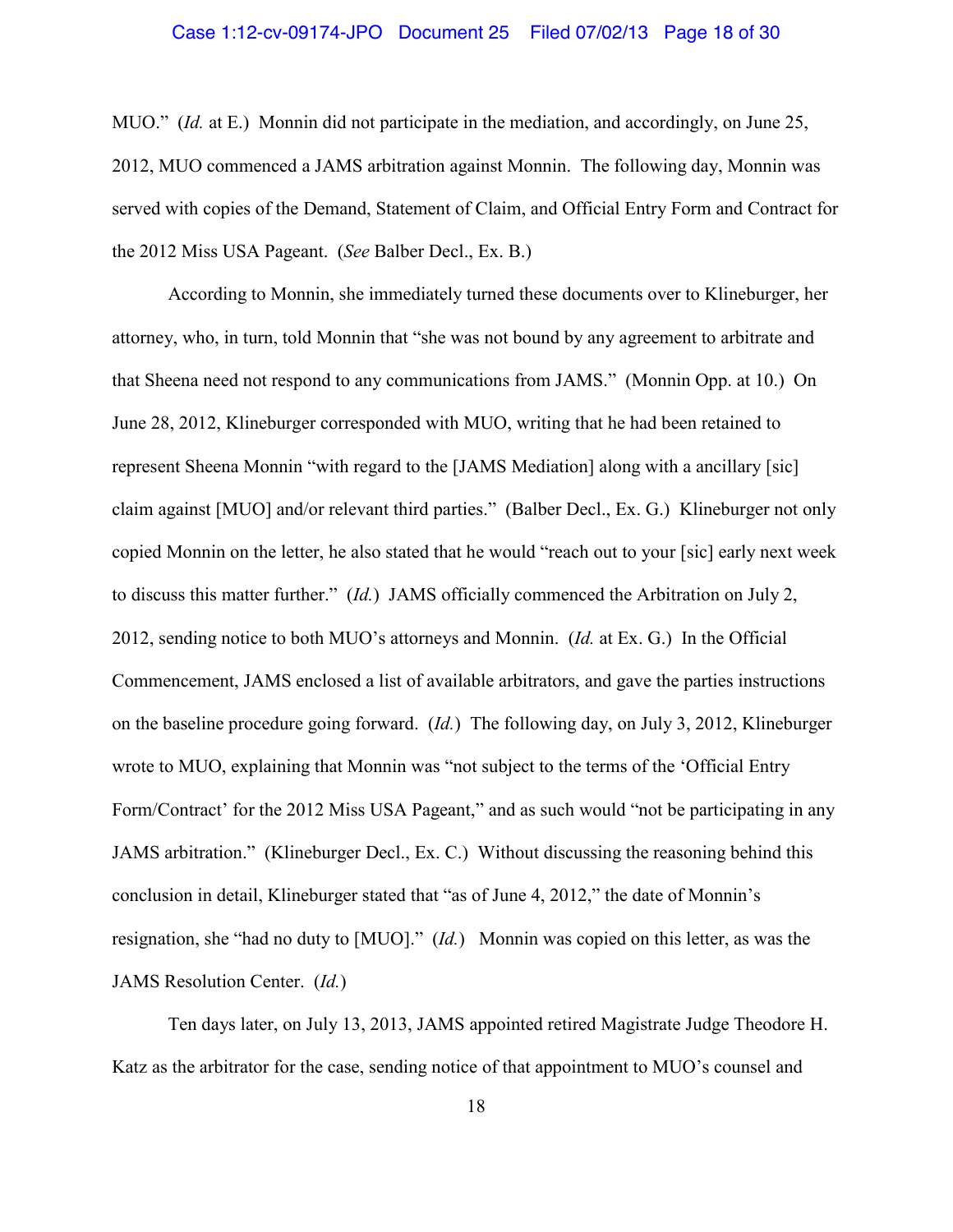MUO." (*Id.* at E.) Monnin did not participate in the mediation, and accordingly, on June 25, 2012, MUO commenced a JAMS arbitration against Monnin. The following day, Monnin was served with copies of the Demand, Statement of Claim, and Official Entry Form and Contract for the 2012 Miss USA Pageant. (*See* Balber Decl., Ex. B.)

According to Monnin, she immediately turned these documents over to Klineburger, her attorney, who, in turn, told Monnin that "she was not bound by any agreement to arbitrate and that Sheena need not respond to any communications from JAMS." (Monnin Opp. at 10.) On June 28, 2012, Klineburger corresponded with MUO, writing that he had been retained to represent Sheena Monnin "with regard to the [JAMS Mediation] along with a ancillary [sic] claim against [MUO] and/or relevant third parties." (Balber Decl., Ex. G.) Klineburger not only copied Monnin on the letter, he also stated that he would "reach out to your [sic] early next week to discuss this matter further." (*Id.*) JAMS officially commenced the Arbitration on July 2, 2012, sending notice to both MUO's attorneys and Monnin. (*Id.* at Ex. G.) In the Official Commencement, JAMS enclosed a list of available arbitrators, and gave the parties instructions on the baseline procedure going forward. (*Id.*) The following day, on July 3, 2012, Klineburger wrote to MUO, explaining that Monnin was "not subject to the terms of the 'Official Entry Form/Contract' for the 2012 Miss USA Pageant," and as such would "not be participating in any JAMS arbitration." (Klineburger Decl., Ex. C.) Without discussing the reasoning behind this conclusion in detail, Klineburger stated that "as of June 4, 2012," the date of Monnin's resignation, she "had no duty to [MUO]." (*Id.*) Monnin was copied on this letter, as was the JAMS Resolution Center. (*Id.*)

Ten days later, on July 13, 2013, JAMS appointed retired Magistrate Judge Theodore H. Katz as the arbitrator for the case, sending notice of that appointment to MUO's counsel and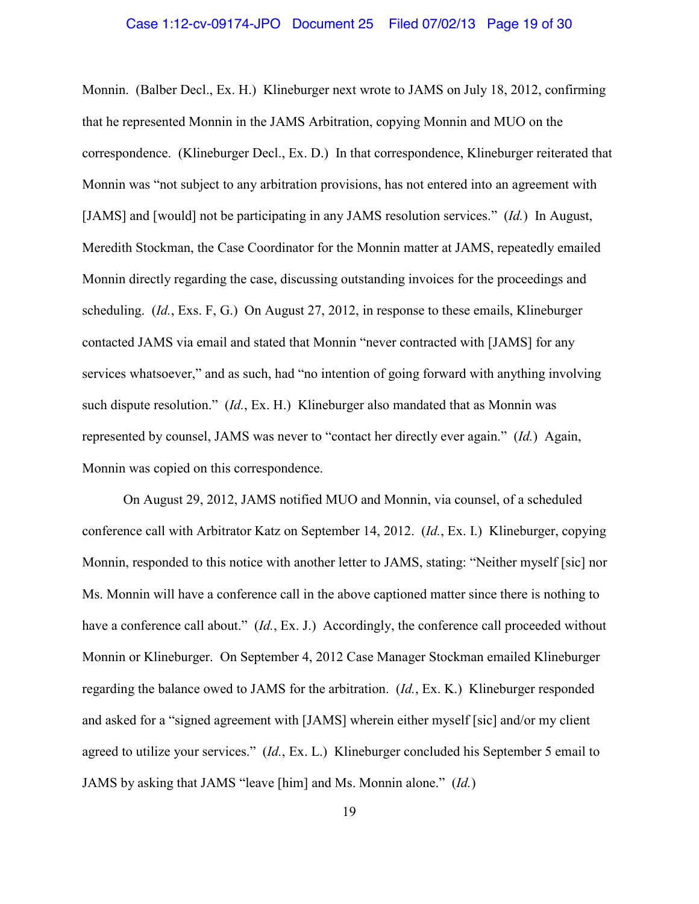Monnin. (Balber Decl., Ex. H.) Klineburger next wrote to JAMS on July 18, 2012, confirming that he represented Monnin in the JAMS Arbitration, copying Monnin and MUO on the correspondence. (Klineburger Decl., Ex. D.) In that correspondence, Klineburger reiterated that Monnin was "not subject to any arbitration provisions, has not entered into an agreement with [JAMS] and [would] not be participating in any JAMS resolution services." (*Id.*) In August, Meredith Stockman, the Case Coordinator for the Monnin matter at JAMS, repeatedly emailed Monnin directly regarding the case, discussing outstanding invoices for the proceedings and scheduling. (*Id.*, Exs. F, G.) On August 27, 2012, in response to these emails, Klineburger contacted JAMS via email and stated that Monnin "never contracted with [JAMS] for any services whatsoever," and as such, had "no intention of going forward with anything involving such dispute resolution." (*Id.*, Ex. H.) Klineburger also mandated that as Monnin was represented by counsel, JAMS was never to "contact her directly ever again." (*Id.*) Again, Monnin was copied on this correspondence.

On August 29, 2012, JAMS notified MUO and Monnin, via counsel, of a scheduled conference call with Arbitrator Katz on September 14, 2012. (*Id.*, Ex. I.) Klineburger, copying Monnin, responded to this notice with another letter to JAMS, stating: "Neither myself [sic] nor Ms. Monnin will have a conference call in the above captioned matter since there is nothing to have a conference call about." (*Id.*, Ex. J.) Accordingly, the conference call proceeded without Monnin or Klineburger. On September 4, 2012 Case Manager Stockman emailed Klineburger regarding the balance owed to JAMS for the arbitration. (*Id.*, Ex. K.) Klineburger responded and asked for a "signed agreement with [JAMS] wherein either myself [sic] and/or my client agreed to utilize your services." (*Id.*, Ex. L.) Klineburger concluded his September 5 email to JAMS by asking that JAMS "leave [him] and Ms. Monnin alone." (*Id.*)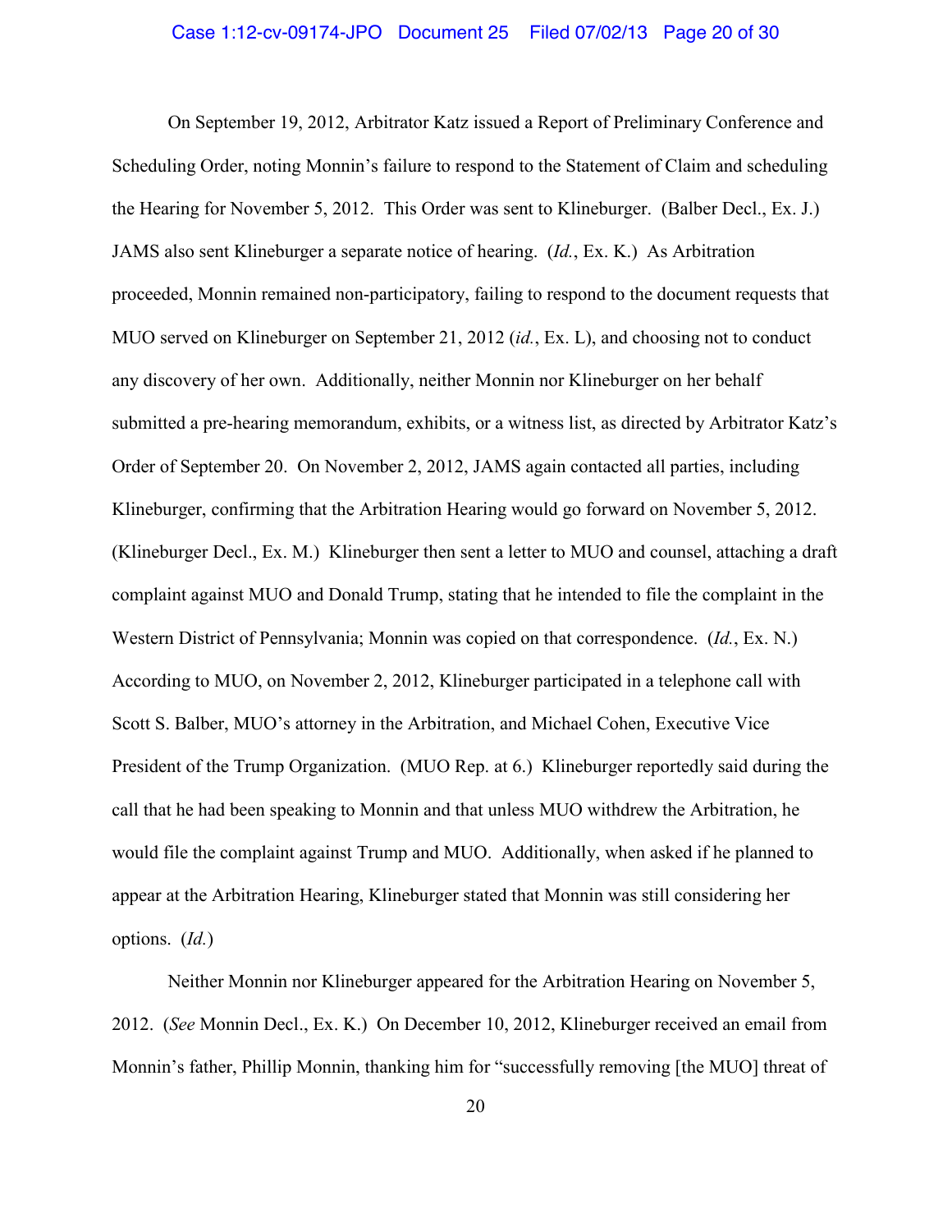On September 19, 2012, Arbitrator Katz issued a Report of Preliminary Conference and Scheduling Order, noting Monnin's failure to respond to the Statement of Claim and scheduling the Hearing for November 5, 2012. This Order was sent to Klineburger. (Balber Decl., Ex. J.) JAMS also sent Klineburger a separate notice of hearing. (*Id.*, Ex. K.) As Arbitration proceeded, Monnin remained non-participatory, failing to respond to the document requests that MUO served on Klineburger on September 21, 2012 (*id.*, Ex. L), and choosing not to conduct any discovery of her own. Additionally, neither Monnin nor Klineburger on her behalf submitted a pre-hearing memorandum, exhibits, or a witness list, as directed by Arbitrator Katz's Order of September 20. On November 2, 2012, JAMS again contacted all parties, including Klineburger, confirming that the Arbitration Hearing would go forward on November 5, 2012. (Klineburger Decl., Ex. M.) Klineburger then sent a letter to MUO and counsel, attaching a draft complaint against MUO and Donald Trump, stating that he intended to file the complaint in the Western District of Pennsylvania; Monnin was copied on that correspondence. (*Id.*, Ex. N.) According to MUO, on November 2, 2012, Klineburger participated in a telephone call with Scott S. Balber, MUO's attorney in the Arbitration, and Michael Cohen, Executive Vice President of the Trump Organization. (MUO Rep. at 6.) Klineburger reportedly said during the call that he had been speaking to Monnin and that unless MUO withdrew the Arbitration, he would file the complaint against Trump and MUO. Additionally, when asked if he planned to appear at the Arbitration Hearing, Klineburger stated that Monnin was still considering her options. (*Id.*)

Neither Monnin nor Klineburger appeared for the Arbitration Hearing on November 5, 2012. (*See* Monnin Decl., Ex. K.) On December 10, 2012, Klineburger received an email from Monnin's father, Phillip Monnin, thanking him for "successfully removing [the MUO] threat of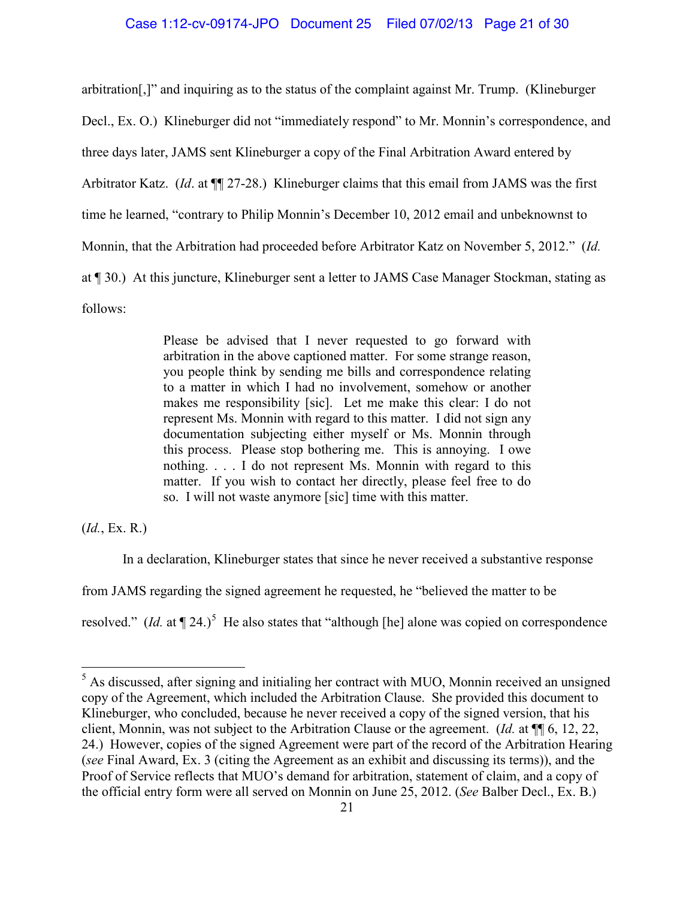arbitration[,]" and inquiring as to the status of the complaint against Mr. Trump. (Klineburger Decl., Ex. O.) Klineburger did not "immediately respond" to Mr. Monnin's correspondence, and three days later, JAMS sent Klineburger a copy of the Final Arbitration Award entered by Arbitrator Katz. (*Id*. at ¶¶ 27-28.) Klineburger claims that this email from JAMS was the first time he learned, "contrary to Philip Monnin's December 10, 2012 email and unbeknownst to Monnin, that the Arbitration had proceeded before Arbitrator Katz on November 5, 2012." (*Id.* at ¶ 30.) At this juncture, Klineburger sent a letter to JAMS Case Manager Stockman, stating as follows:

> Please be advised that I never requested to go forward with arbitration in the above captioned matter. For some strange reason, you people think by sending me bills and correspondence relating to a matter in which I had no involvement, somehow or another makes me responsibility [sic]. Let me make this clear: I do not represent Ms. Monnin with regard to this matter. I did not sign any documentation subjecting either myself or Ms. Monnin through this process. Please stop bothering me. This is annoying. I owe nothing. . . . I do not represent Ms. Monnin with regard to this matter. If you wish to contact her directly, please feel free to do so. I will not waste anymore [sic] time with this matter.

(*Id.*, Ex. R.)

In a declaration, Klineburger states that since he never received a substantive response from JAMS regarding the signed agreement he requested, he "believed the matter to be resolved." (*Id.* at ¶ 24.)[5] He also states that "although [he] alone was copied on correspondence

---

[5] As discussed, after signing and initialing her contract with MUO, Monnin received an unsigned copy of the Agreement, which included the Arbitration Clause. She provided this document to Klineburger, who concluded, because he never received a copy of the signed version, that his client, Monnin, was not subject to the Arbitration Clause or the agreement. (*Id.* at ¶¶ 6, 12, 22, 24.) However, copies of the signed Agreement were part of the record of the Arbitration Hearing (*see* Final Award, Ex. 3 (citing the Agreement as an exhibit and discussing its terms)), and the Proof of Service reflects that MUO's demand for arbitration, statement of claim, and a copy of the official entry form were all served on Monnin on June 25, 2012. (*See* Balber Decl., Ex. B.)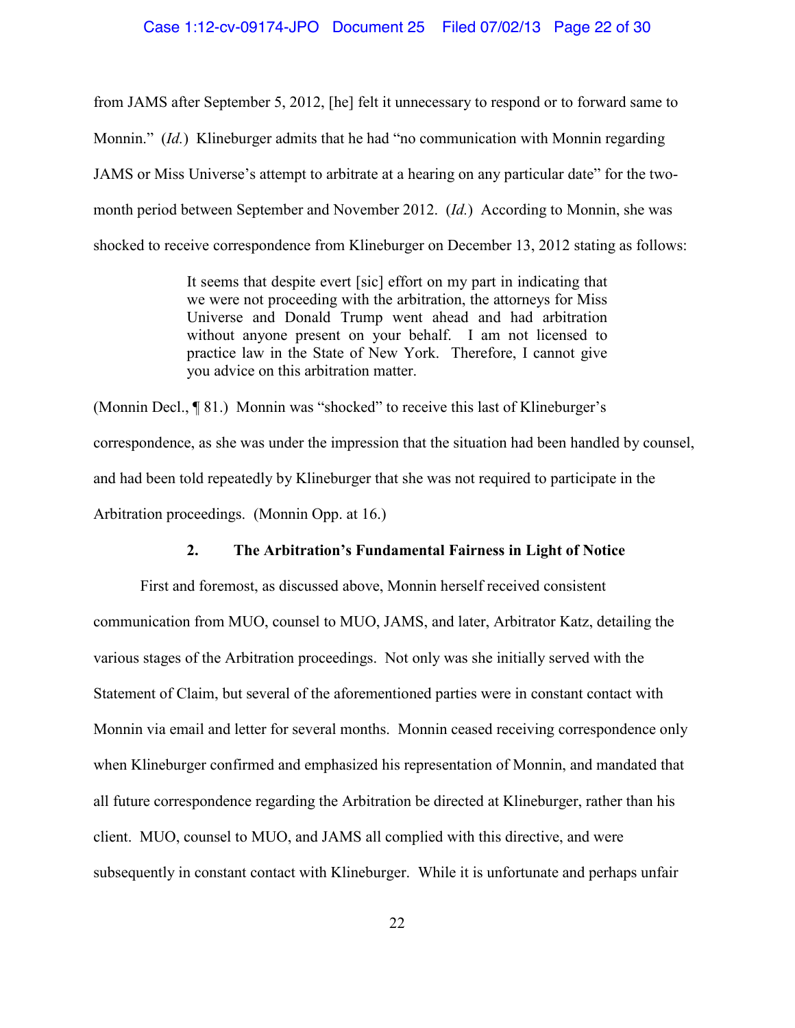from JAMS after September 5, 2012, [he] felt it unnecessary to respond or to forward same to Monnin." (*Id.*) Klineburger admits that he had "no communication with Monnin regarding JAMS or Miss Universe's attempt to arbitrate at a hearing on any particular date" for the two-month period between September and November 2012. (*Id.*) According to Monnin, she was shocked to receive correspondence from Klineburger on December 13, 2012 stating as follows:

> It seems that despite evert [sic] effort on my part in indicating that we were not proceeding with the arbitration, the attorneys for Miss Universe and Donald Trump went ahead and had arbitration without anyone present on your behalf. I am not licensed to practice law in the State of New York. Therefore, I cannot give you advice on this arbitration matter.

(Monnin Decl., ¶ 81.) Monnin was "shocked" to receive this last of Klineburger's correspondence, as she was under the impression that the situation had been handled by counsel, and had been told repeatedly by Klineburger that she was not required to participate in the Arbitration proceedings. (Monnin Opp. at 16.)

### 2. The Arbitration's Fundamental Fairness in Light of Notice

First and foremost, as discussed above, Monnin herself received consistent communication from MUO, counsel to MUO, JAMS, and later, Arbitrator Katz, detailing the various stages of the Arbitration proceedings. Not only was she initially served with the Statement of Claim, but several of the aforementioned parties were in constant contact with Monnin via email and letter for several months. Monnin ceased receiving correspondence only when Klineburger confirmed and emphasized his representation of Monnin, and mandated that all future correspondence regarding the Arbitration be directed at Klineburger, rather than his client. MUO, counsel to MUO, and JAMS all complied with this directive, and were subsequently in constant contact with Klineburger. While it is unfortunate and perhaps unfair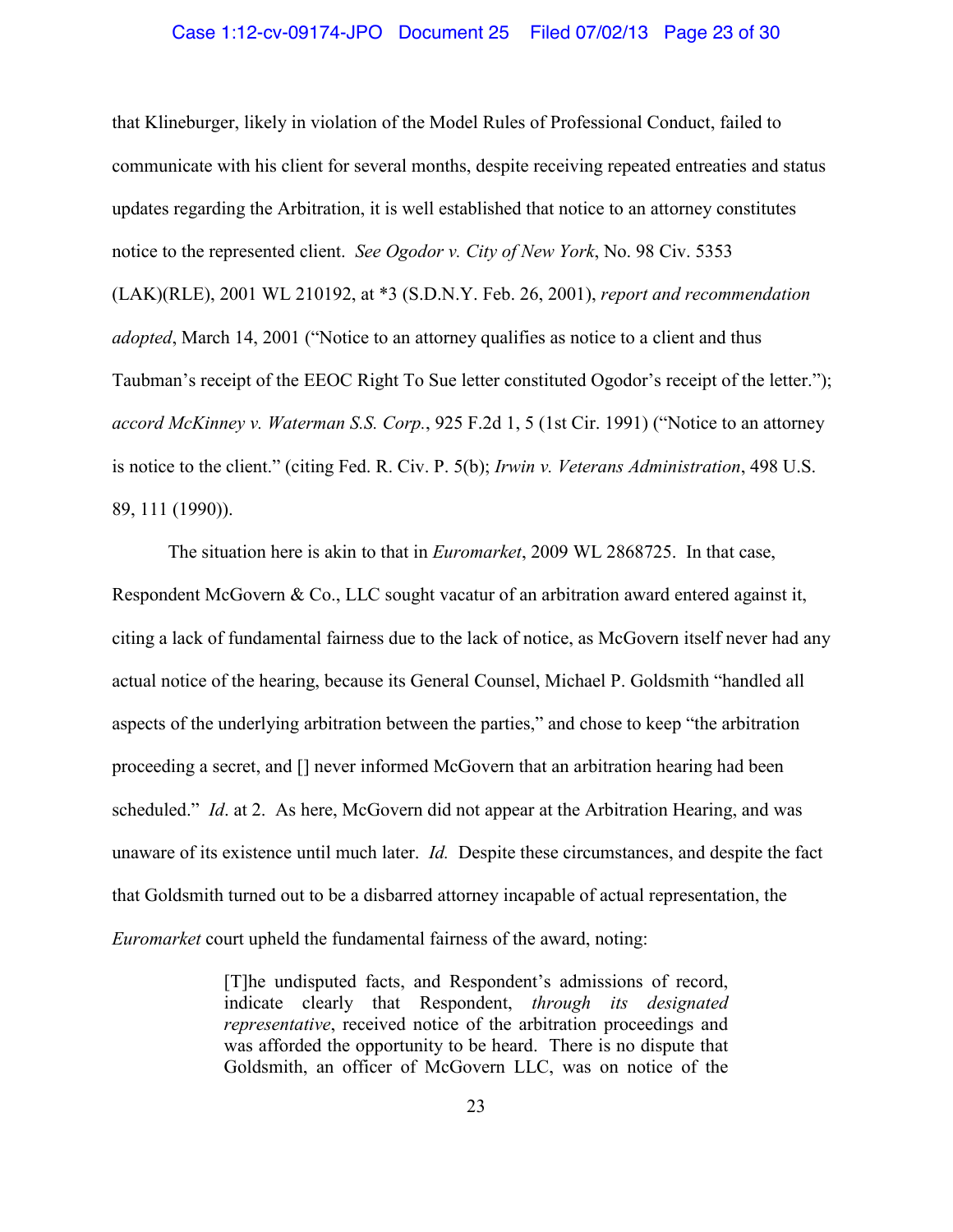that Klineburger, likely in violation of the Model Rules of Professional Conduct, failed to communicate with his client for several months, despite receiving repeated entreaties and status updates regarding the Arbitration, it is well established that notice to an attorney constitutes notice to the represented client. *See Ogodor v. City of New York*, No. 98 Civ. 5353 (LAK)(RLE), 2001 WL 210192, at *3 (S.D.N.Y. Feb. 26, 2001), *report and recommendation adopted*, March 14, 2001 ("Notice to an attorney qualifies as notice to a client and thus Taubman's receipt of the EEOC Right To Sue letter constituted Ogodor's receipt of the letter."); *accord McKinney v. Waterman S.S. Corp.*, 925 F.2d 1, 5 (1st Cir. 1991) ("Notice to an attorney is notice to the client." (citing Fed. R. Civ. P. 5(b); *Irwin v. Veterans Administration*, 498 U.S. 89, 111 (1990)).

The situation here is akin to that in *Euromarket*, 2009 WL 2868725. In that case, Respondent McGovern & Co., LLC sought vacatur of an arbitration award entered against it, citing a lack of fundamental fairness due to the lack of notice, as McGovern itself never had any actual notice of the hearing, because its General Counsel, Michael P. Goldsmith "handled all aspects of the underlying arbitration between the parties," and chose to keep "the arbitration proceeding a secret, and [] never informed McGovern that an arbitration hearing had been scheduled." *Id*. at 2. As here, McGovern did not appear at the Arbitration Hearing, and was unaware of its existence until much later. *Id.* Despite these circumstances, and despite the fact that Goldsmith turned out to be a disbarred attorney incapable of actual representation, the *Euromarket* court upheld the fundamental fairness of the award, noting:

> [T]he undisputed facts, and Respondent's admissions of record, indicate clearly that Respondent, *through its designated representative*, received notice of the arbitration proceedings and was afforded the opportunity to be heard. There is no dispute that Goldsmith, an officer of McGovern LLC, was on notice of the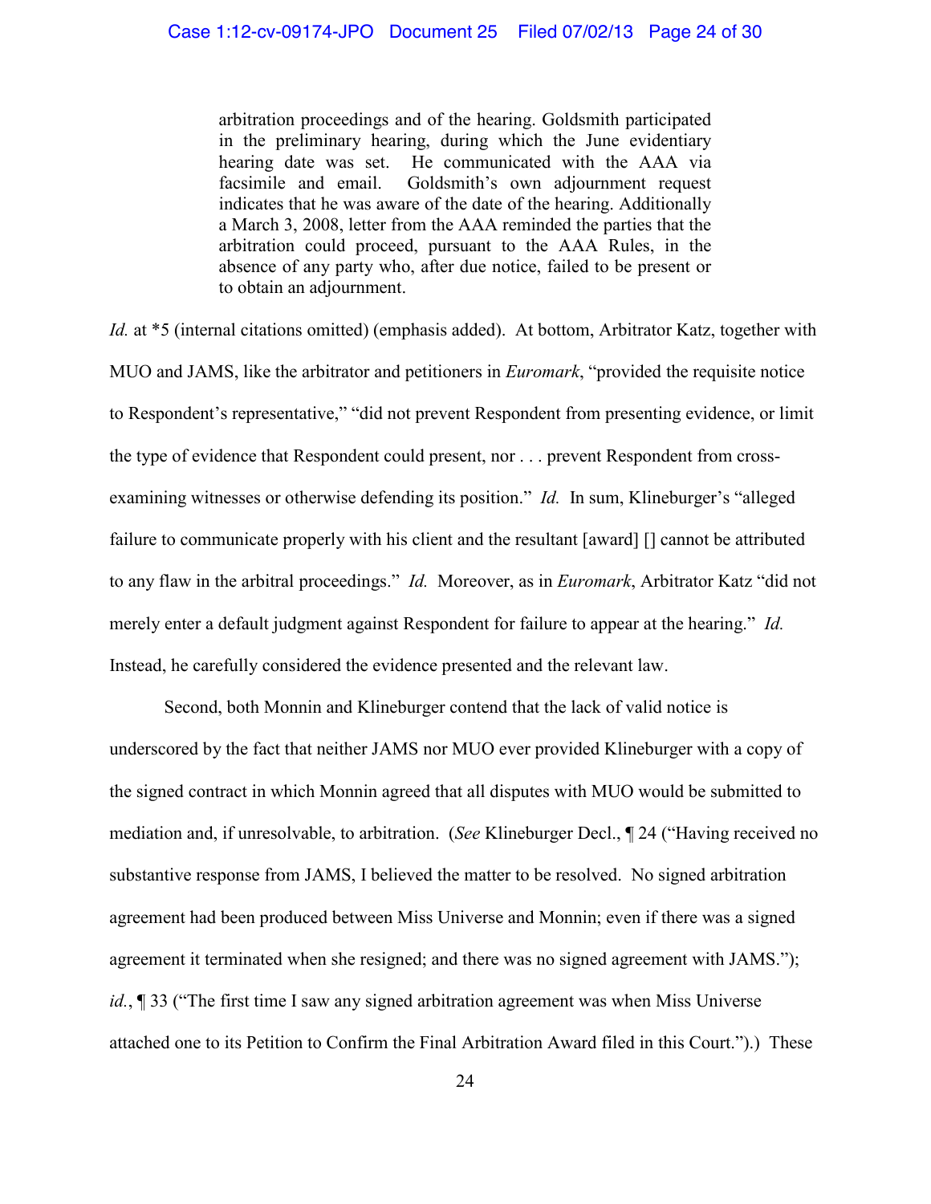> arbitration proceedings and of the hearing. Goldsmith participated in the preliminary hearing, during which the June evidentiary hearing date was set. He communicated with the AAA via facsimile and email. Goldsmith's own adjournment request indicates that he was aware of the date of the hearing. Additionally a March 3, 2008, letter from the AAA reminded the parties that the arbitration could proceed, pursuant to the AAA Rules, in the absence of any party who, after due notice, failed to be present or to obtain an adjournment.

*Id.* at *5 (internal citations omitted) (emphasis added). At bottom, Arbitrator Katz, together with MUO and JAMS, like the arbitrator and petitioners in *Euromark*, "provided the requisite notice to Respondent's representative," "did not prevent Respondent from presenting evidence, or limit the type of evidence that Respondent could present, nor . . . prevent Respondent from cross-examining witnesses or otherwise defending its position." *Id.* In sum, Klineburger's "alleged failure to communicate properly with his client and the resultant [award] [] cannot be attributed to any flaw in the arbitral proceedings." *Id.* Moreover, as in *Euromark*, Arbitrator Katz "did not merely enter a default judgment against Respondent for failure to appear at the hearing." *Id.* Instead, he carefully considered the evidence presented and the relevant law.

Second, both Monnin and Klineburger contend that the lack of valid notice is underscored by the fact that neither JAMS nor MUO ever provided Klineburger with a copy of the signed contract in which Monnin agreed that all disputes with MUO would be submitted to mediation and, if unresolvable, to arbitration. (*See* Klineburger Decl., ¶ 24 ("Having received no substantive response from JAMS, I believed the matter to be resolved. No signed arbitration agreement had been produced between Miss Universe and Monnin; even if there was a signed agreement it terminated when she resigned; and there was no signed agreement with JAMS."); *id.*, ¶ 33 ("The first time I saw any signed arbitration agreement was when Miss Universe attached one to its Petition to Confirm the Final Arbitration Award filed in this Court.").) These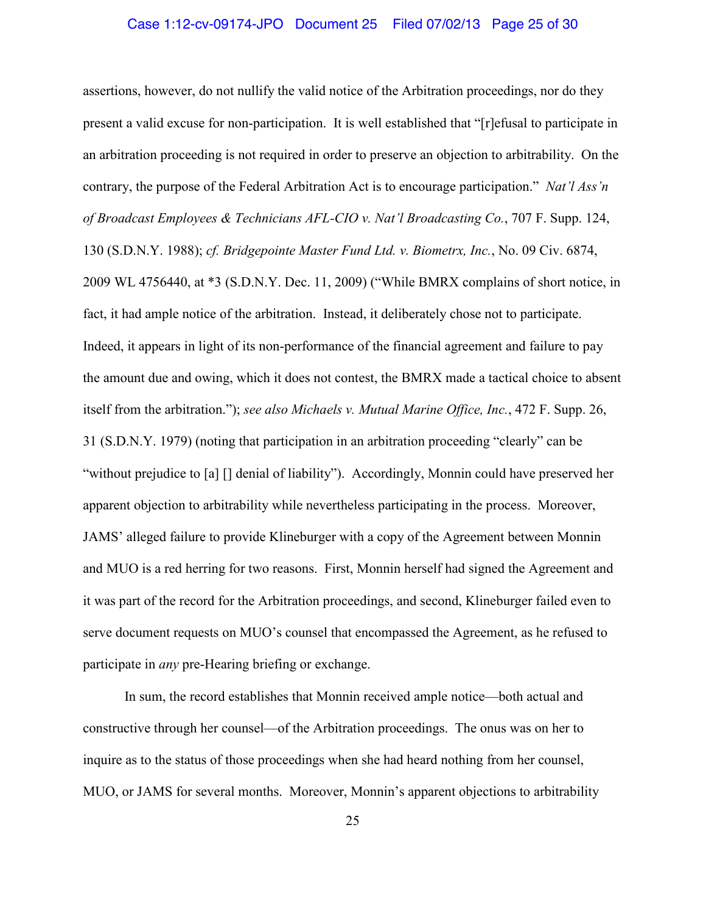assertions, however, do not nullify the valid notice of the Arbitration proceedings, nor do they present a valid excuse for non-participation. It is well established that "[r]efusal to participate in an arbitration proceeding is not required in order to preserve an objection to arbitrability. On the contrary, the purpose of the Federal Arbitration Act is to encourage participation." *Nat'l Ass'n of Broadcast Employees & Technicians AFL-CIO v. Nat'l Broadcasting Co.*, 707 F. Supp. 124, 130 (S.D.N.Y. 1988); *cf. Bridgepointe Master Fund Ltd. v. Biometrx, Inc.*, No. 09 Civ. 6874, 2009 WL 4756440, at *3 (S.D.N.Y. Dec. 11, 2009) ("While BMRX complains of short notice, in fact, it had ample notice of the arbitration. Instead, it deliberately chose not to participate. Indeed, it appears in light of its non-performance of the financial agreement and failure to pay the amount due and owing, which it does not contest, the BMRX made a tactical choice to absent itself from the arbitration."); *see also Michaels v. Mutual Marine Office, Inc.*, 472 F. Supp. 26, 31 (S.D.N.Y. 1979) (noting that participation in an arbitration proceeding "clearly" can be "without prejudice to [a] [] denial of liability"). Accordingly, Monnin could have preserved her apparent objection to arbitrability while nevertheless participating in the process. Moreover, JAMS' alleged failure to provide Klineburger with a copy of the Agreement between Monnin and MUO is a red herring for two reasons. First, Monnin herself had signed the Agreement and it was part of the record for the Arbitration proceedings, and second, Klineburger failed even to serve document requests on MUO's counsel that encompassed the Agreement, as he refused to participate in *any* pre-Hearing briefing or exchange.

In sum, the record establishes that Monnin received ample notice—both actual and constructive through her counsel—of the Arbitration proceedings. The onus was on her to inquire as to the status of those proceedings when she had heard nothing from her counsel, MUO, or JAMS for several months. Moreover, Monnin's apparent objections to arbitrability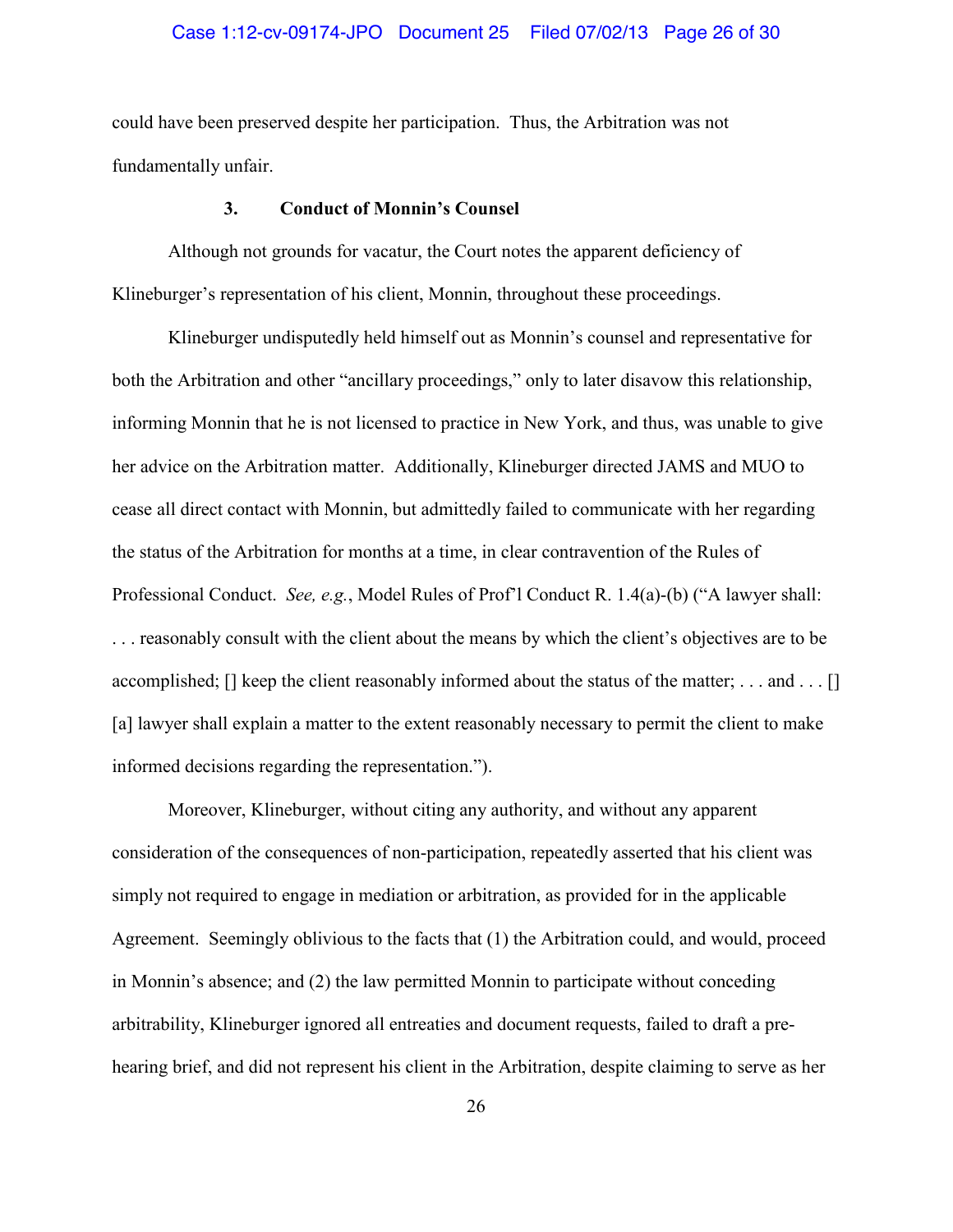could have been preserved despite her participation. Thus, the Arbitration was not fundamentally unfair.

### 3. Conduct of Monnin's Counsel

Although not grounds for vacatur, the Court notes the apparent deficiency of Klineburger's representation of his client, Monnin, throughout these proceedings.

Klineburger undisputedly held himself out as Monnin's counsel and representative for both the Arbitration and other "ancillary proceedings," only to later disavow this relationship, informing Monnin that he is not licensed to practice in New York, and thus, was unable to give her advice on the Arbitration matter. Additionally, Klineburger directed JAMS and MUO to cease all direct contact with Monnin, but admittedly failed to communicate with her regarding the status of the Arbitration for months at a time, in clear contravention of the Rules of Professional Conduct. *See, e.g.*, Model Rules of Prof'l Conduct R. 1.4(a)-(b) ("A lawyer shall: . . . reasonably consult with the client about the means by which the client's objectives are to be accomplished; [] keep the client reasonably informed about the status of the matter; . . . and . . . [] [a] lawyer shall explain a matter to the extent reasonably necessary to permit the client to make informed decisions regarding the representation.").

Moreover, Klineburger, without citing any authority, and without any apparent consideration of the consequences of non-participation, repeatedly asserted that his client was simply not required to engage in mediation or arbitration, as provided for in the applicable Agreement. Seemingly oblivious to the facts that (1) the Arbitration could, and would, proceed in Monnin's absence; and (2) the law permitted Monnin to participate without conceding arbitrability, Klineburger ignored all entreaties and document requests, failed to draft a pre-hearing brief, and did not represent his client in the Arbitration, despite claiming to serve as her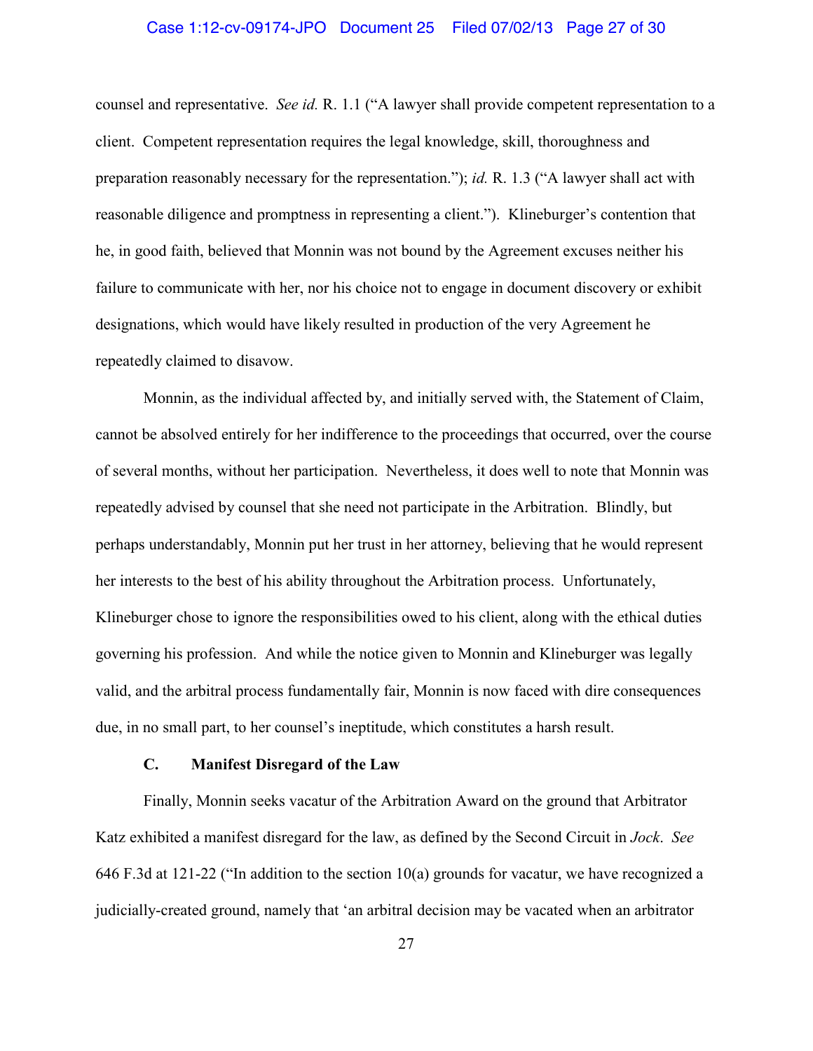counsel and representative. *See id.* R. 1.1 ("A lawyer shall provide competent representation to a client. Competent representation requires the legal knowledge, skill, thoroughness and preparation reasonably necessary for the representation."); *id.* R. 1.3 ("A lawyer shall act with reasonable diligence and promptness in representing a client."). Klineburger's contention that he, in good faith, believed that Monnin was not bound by the Agreement excuses neither his failure to communicate with her, nor his choice not to engage in document discovery or exhibit designations, which would have likely resulted in production of the very Agreement he repeatedly claimed to disavow.

Monnin, as the individual affected by, and initially served with, the Statement of Claim, cannot be absolved entirely for her indifference to the proceedings that occurred, over the course of several months, without her participation. Nevertheless, it does well to note that Monnin was repeatedly advised by counsel that she need not participate in the Arbitration. Blindly, but perhaps understandably, Monnin put her trust in her attorney, believing that he would represent her interests to the best of his ability throughout the Arbitration process. Unfortunately, Klineburger chose to ignore the responsibilities owed to his client, along with the ethical duties governing his profession. And while the notice given to Monnin and Klineburger was legally valid, and the arbitral process fundamentally fair, Monnin is now faced with dire consequences due, in no small part, to her counsel's ineptitude, which constitutes a harsh result.

### C. Manifest Disregard of the Law

Finally, Monnin seeks vacatur of the Arbitration Award on the ground that Arbitrator Katz exhibited a manifest disregard for the law, as defined by the Second Circuit in *Jock*. *See* 646 F.3d at 121-22 ("In addition to the section 10(a) grounds for vacatur, we have recognized a judicially-created ground, namely that 'an arbitral decision may be vacated when an arbitrator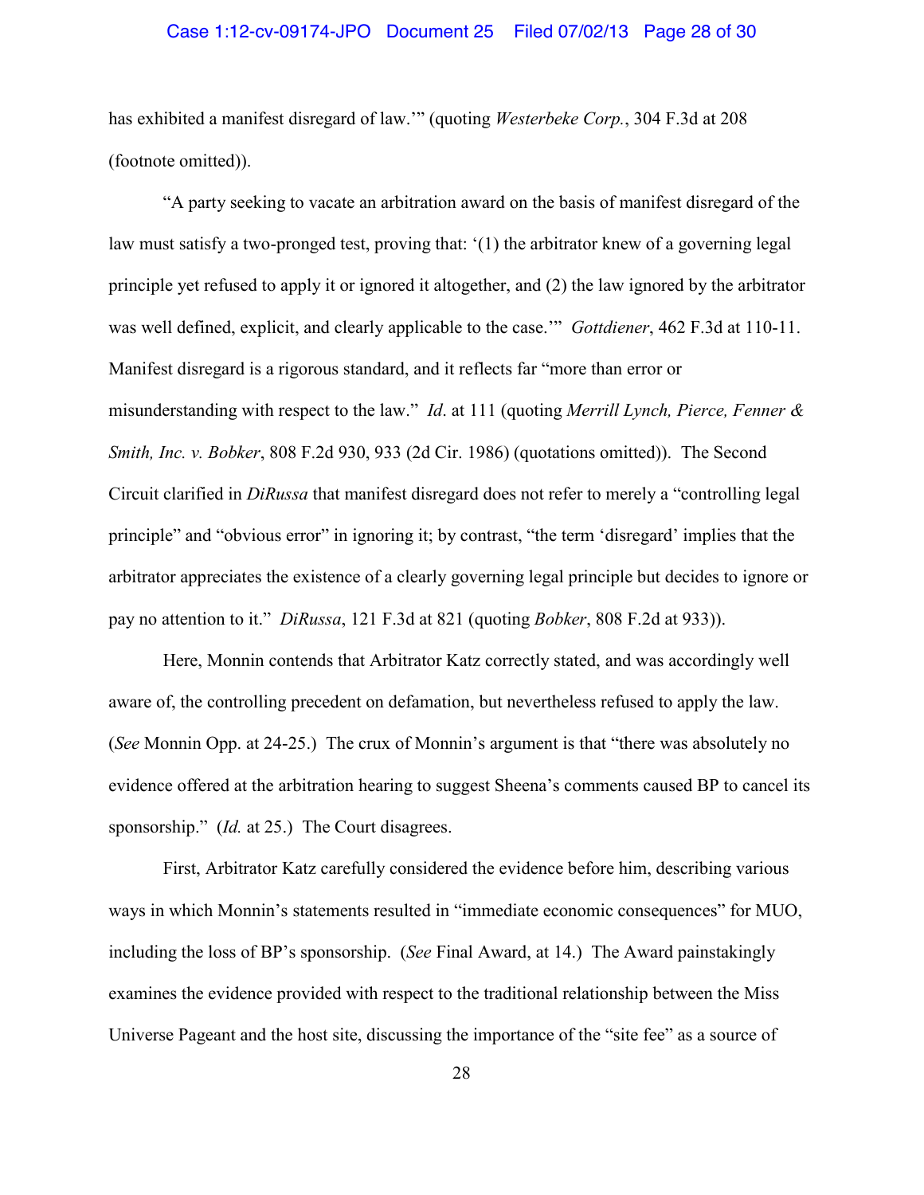has exhibited a manifest disregard of law.'" (quoting *Westerbeke Corp.*, 304 F.3d at 208 (footnote omitted)).

"A party seeking to vacate an arbitration award on the basis of manifest disregard of the law must satisfy a two-pronged test, proving that: '(1) the arbitrator knew of a governing legal principle yet refused to apply it or ignored it altogether, and (2) the law ignored by the arbitrator was well defined, explicit, and clearly applicable to the case.'" *Gottdiener*, 462 F.3d at 110-11. Manifest disregard is a rigorous standard, and it reflects far "more than error or misunderstanding with respect to the law." *Id*. at 111 (quoting *Merrill Lynch, Pierce, Fenner & Smith, Inc. v. Bobker*, 808 F.2d 930, 933 (2d Cir. 1986) (quotations omitted)). The Second Circuit clarified in *DiRussa* that manifest disregard does not refer to merely a "controlling legal principle" and "obvious error" in ignoring it; by contrast, "the term 'disregard' implies that the arbitrator appreciates the existence of a clearly governing legal principle but decides to ignore or pay no attention to it." *DiRussa*, 121 F.3d at 821 (quoting *Bobker*, 808 F.2d at 933)).

Here, Monnin contends that Arbitrator Katz correctly stated, and was accordingly well aware of, the controlling precedent on defamation, but nevertheless refused to apply the law. (*See* Monnin Opp. at 24-25.) The crux of Monnin's argument is that "there was absolutely no evidence offered at the arbitration hearing to suggest Sheena's comments caused BP to cancel its sponsorship." (*Id.* at 25.) The Court disagrees.

First, Arbitrator Katz carefully considered the evidence before him, describing various ways in which Monnin's statements resulted in "immediate economic consequences" for MUO, including the loss of BP's sponsorship. (*See* Final Award, at 14.) The Award painstakingly examines the evidence provided with respect to the traditional relationship between the Miss Universe Pageant and the host site, discussing the importance of the "site fee" as a source of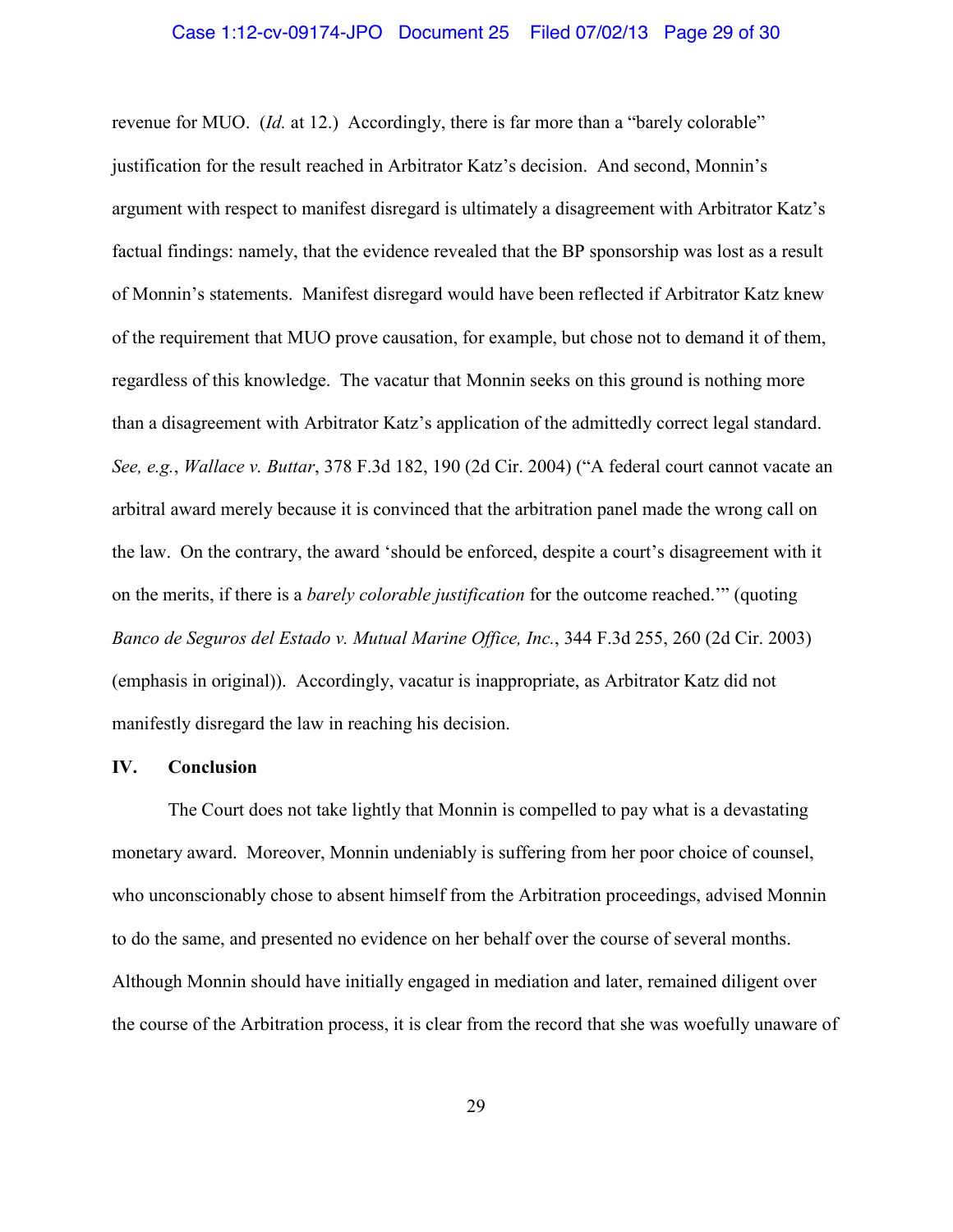revenue for MUO. (*Id.* at 12.) Accordingly, there is far more than a "barely colorable" justification for the result reached in Arbitrator Katz's decision. And second, Monnin's argument with respect to manifest disregard is ultimately a disagreement with Arbitrator Katz's factual findings: namely, that the evidence revealed that the BP sponsorship was lost as a result of Monnin's statements. Manifest disregard would have been reflected if Arbitrator Katz knew of the requirement that MUO prove causation, for example, but chose not to demand it of them, regardless of this knowledge. The vacatur that Monnin seeks on this ground is nothing more than a disagreement with Arbitrator Katz's application of the admittedly correct legal standard. *See, e.g.*, *Wallace v. Buttar*, 378 F.3d 182, 190 (2d Cir. 2004) ("A federal court cannot vacate an arbitral award merely because it is convinced that the arbitration panel made the wrong call on the law. On the contrary, the award 'should be enforced, despite a court's disagreement with it on the merits, if there is a *barely colorable justification* for the outcome reached.'" (quoting *Banco de Seguros del Estado v. Mutual Marine Office, Inc.*, 344 F.3d 255, 260 (2d Cir. 2003) (emphasis in original)). Accordingly, vacatur is inappropriate, as Arbitrator Katz did not manifestly disregard the law in reaching his decision.

## IV. Conclusion

The Court does not take lightly that Monnin is compelled to pay what is a devastating monetary award. Moreover, Monnin undeniably is suffering from her poor choice of counsel, who unconscionably chose to absent himself from the Arbitration proceedings, advised Monnin to do the same, and presented no evidence on her behalf over the course of several months. Although Monnin should have initially engaged in mediation and later, remained diligent over the course of the Arbitration process, it is clear from the record that she was woefully unaware of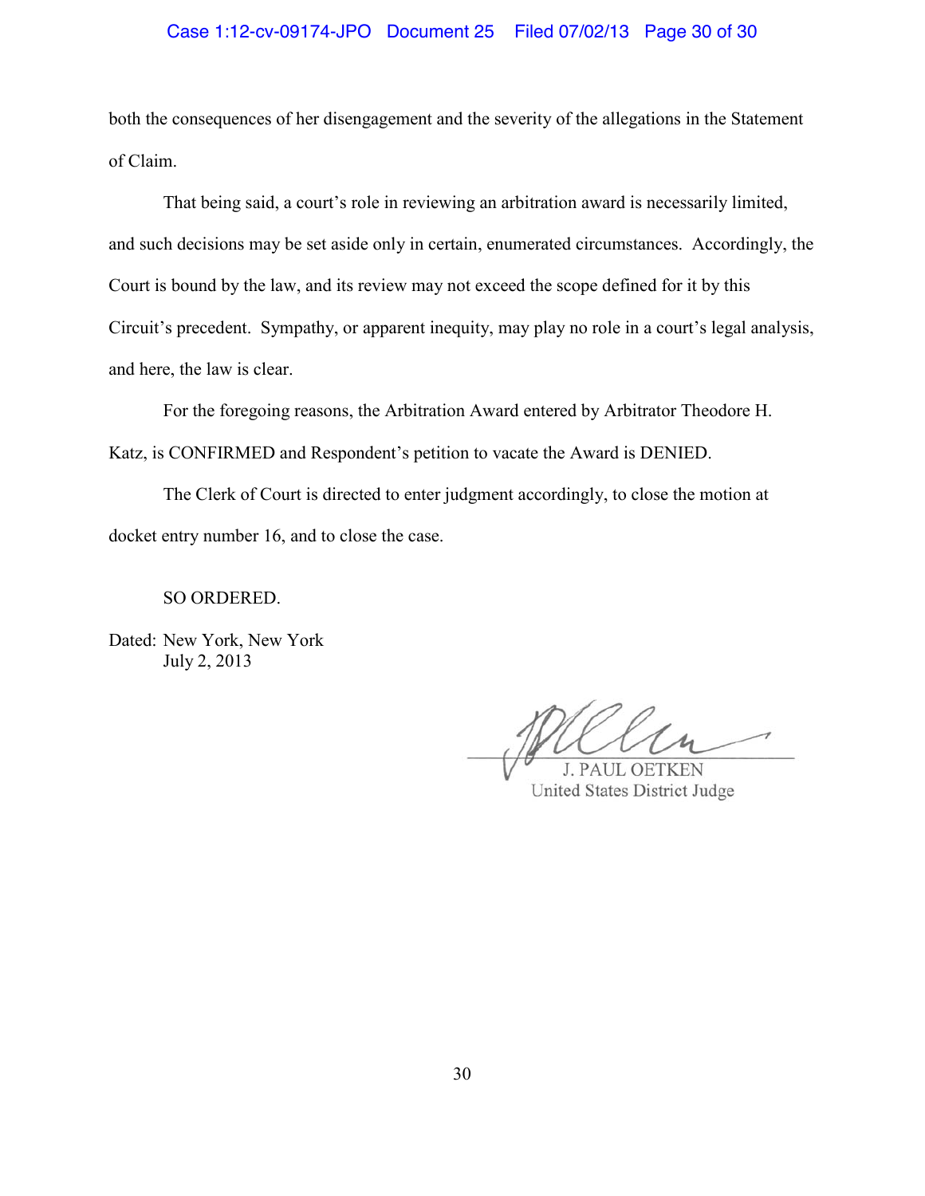both the consequences of her disengagement and the severity of the allegations in the Statement of Claim.

That being said, a court's role in reviewing an arbitration award is necessarily limited, and such decisions may be set aside only in certain, enumerated circumstances. Accordingly, the Court is bound by the law, and its review may not exceed the scope defined for it by this Circuit's precedent. Sympathy, or apparent inequity, may play no role in a court's legal analysis, and here, the law is clear.

For the foregoing reasons, the Arbitration Award entered by Arbitrator Theodore H. Katz, is CONFIRMED and Respondent's petition to vacate the Award is DENIED.

The Clerk of Court is directed to enter judgment accordingly, to close the motion at docket entry number 16, and to close the case.

SO ORDERED.

Dated: New York, New York
July 2, 2013

J. PAUL OETKEN
United States District Judge